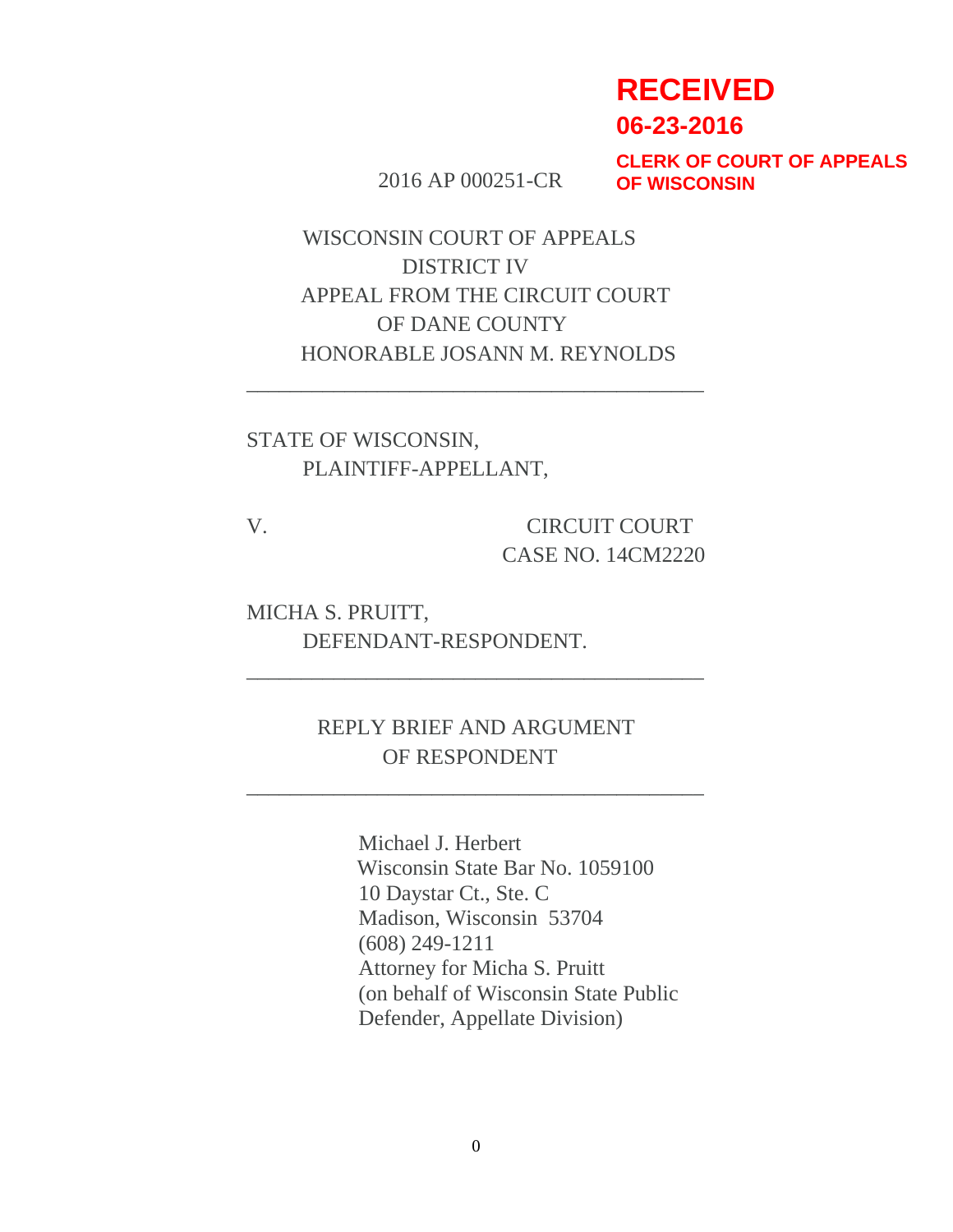**RECEIVED**
**06-23-2016**
**CLERK OF COURT OF APPEALS OF WISCONSIN**

2016 AP 000251-CR

WISCONSIN COURT OF APPEALS
DISTRICT IV
APPEAL FROM THE CIRCUIT COURT
OF DANE COUNTY
HONORABLE JOSANN M. REYNOLDS

---

STATE OF WISCONSIN,
PLAINTIFF-APPELLANT,

V. CIRCUIT COURT
CASE NO. 14CM2220

MICHA S. PRUITT,
DEFENDANT-RESPONDENT.

---

REPLY BRIEF AND ARGUMENT
OF RESPONDENT

---

Michael J. Herbert
Wisconsin State Bar No. 1059100
10 Daystar Ct., Ste. C
Madison, Wisconsin 53704
(608) 249-1211
Attorney for Micha S. Pruitt
(on behalf of Wisconsin State Public Defender, Appellate Division)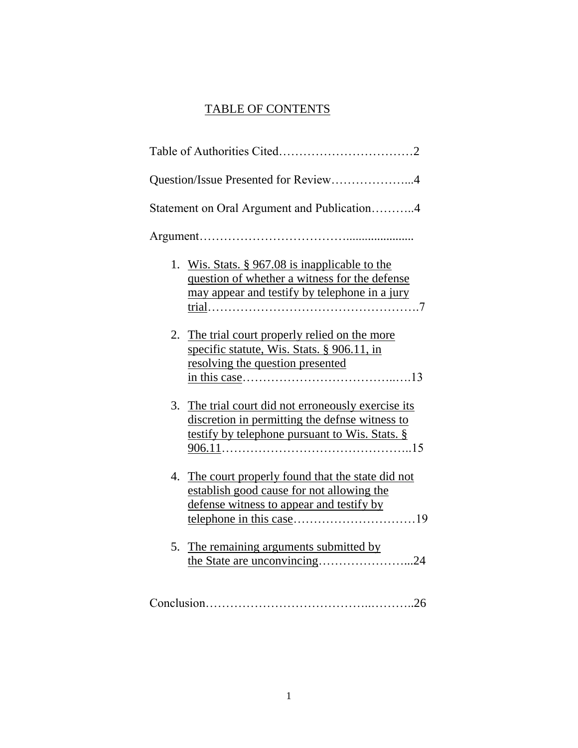# TABLE OF CONTENTS

Table of Authorities Cited……………………………2

Question/Issue Presented for Review………………...4

Statement on Oral Argument and Publication………..4

Argument…………………………….....................

1. Wis. Stats. § 967.08 is inapplicable to the question of whether a witness for the defense may appear and testify by telephone in a jury trial…………………………………………….7

2. The trial court properly relied on the more specific statute, Wis. Stats. § 906.11, in resolving the question presented in this case………………………………..….13

3. The trial court did not erroneously exercise its discretion in permitting the defnse witness to testify by telephone pursuant to Wis. Stats. § 906.11………………………………………..15

4. The court properly found that the state did not establish good cause for not allowing the defense witness to appear and testify by telephone in this case…………………………19

5. The remaining arguments submitted by the State are unconvincing…………………...24

Conclusion………………………………..………..26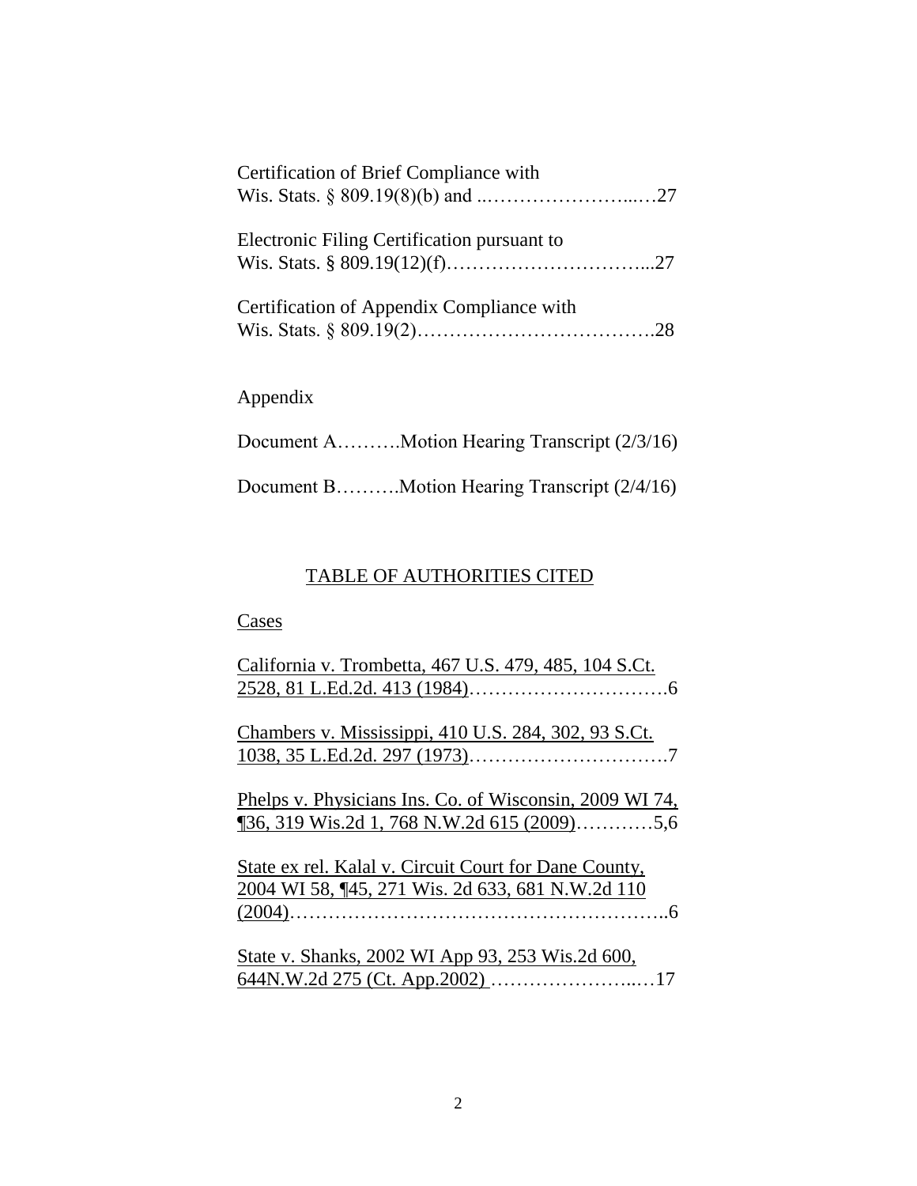Certification of Brief Compliance with
Wis. Stats. § 809.19(8)(b) and ..…………………...…27

Electronic Filing Certification pursuant to
Wis. Stats. § 809.19(12)(f)…………………………...27

Certification of Appendix Compliance with
Wis. Stats. § 809.19(2)……………………………….28

Appendix

Document A……….Motion Hearing Transcript (2/3/16)

Document B……….Motion Hearing Transcript (2/4/16)

## TABLE OF AUTHORITIES CITED

Cases

California v. Trombetta, 467 U.S. 479, 485, 104 S.Ct. 2528, 81 L.Ed.2d. 413 (1984)………………………….6

Chambers v. Mississippi, 410 U.S. 284, 302, 93 S.Ct. 1038, 35 L.Ed.2d. 297 (1973)………………………….7

Phelps v. Physicians Ins. Co. of Wisconsin, 2009 WI 74, ¶36, 319 Wis.2d 1, 768 N.W.2d 615 (2009)…………5,6

State ex rel. Kalal v. Circuit Court for Dane County, 2004 WI 58, ¶45, 271 Wis. 2d 633, 681 N.W.2d 110 (2004)…………………………………………………..6

State v. Shanks, 2002 WI App 93, 253 Wis.2d 600, 644N.W.2d 275 (Ct. App.2002) …………………..…17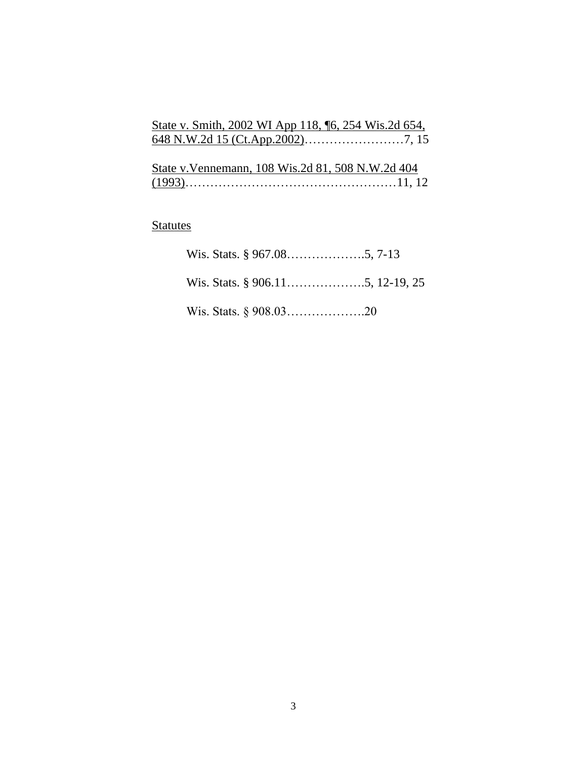State v. Smith, 2002 WI App 118, ¶6, 254 Wis.2d 654, 648 N.W.2d 15 (Ct.App.2002)……………………7, 15

State v.Vennemann, 108 Wis.2d 81, 508 N.W.2d 404 (1993)……………………………………………11, 12

Statutes

Wis. Stats. § 967.08……………….5, 7-13

Wis. Stats. § 906.11……………….5, 12-19, 25

Wis. Stats. § 908.03……………….20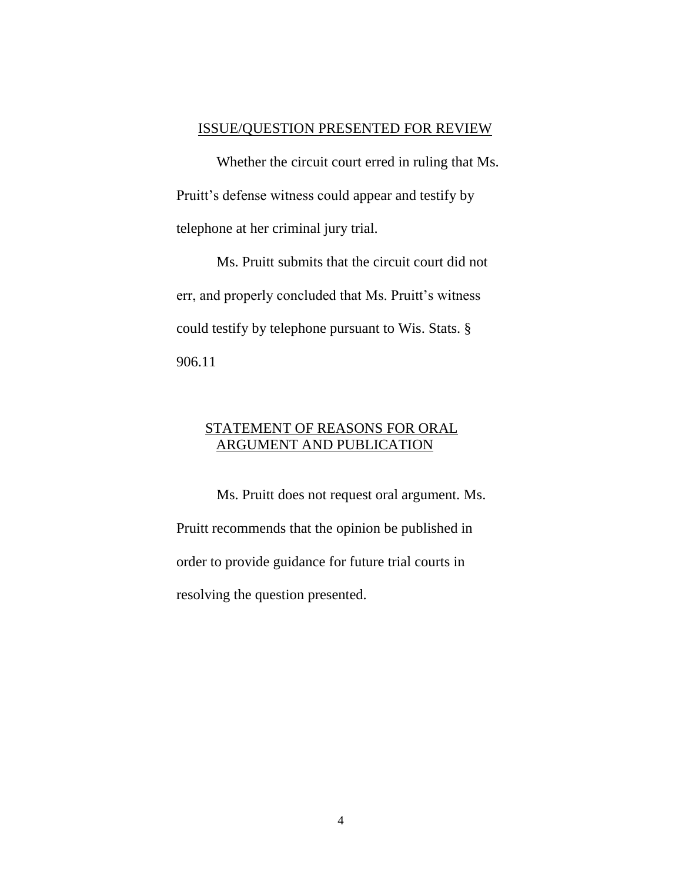## ISSUE/QUESTION PRESENTED FOR REVIEW

Whether the circuit court erred in ruling that Ms. Pruitt's defense witness could appear and testify by telephone at her criminal jury trial.

Ms. Pruitt submits that the circuit court did not err, and properly concluded that Ms. Pruitt's witness could testify by telephone pursuant to Wis. Stats. § 906.11

## STATEMENT OF REASONS FOR ORAL ARGUMENT AND PUBLICATION

Ms. Pruitt does not request oral argument. Ms. Pruitt recommends that the opinion be published in order to provide guidance for future trial courts in resolving the question presented.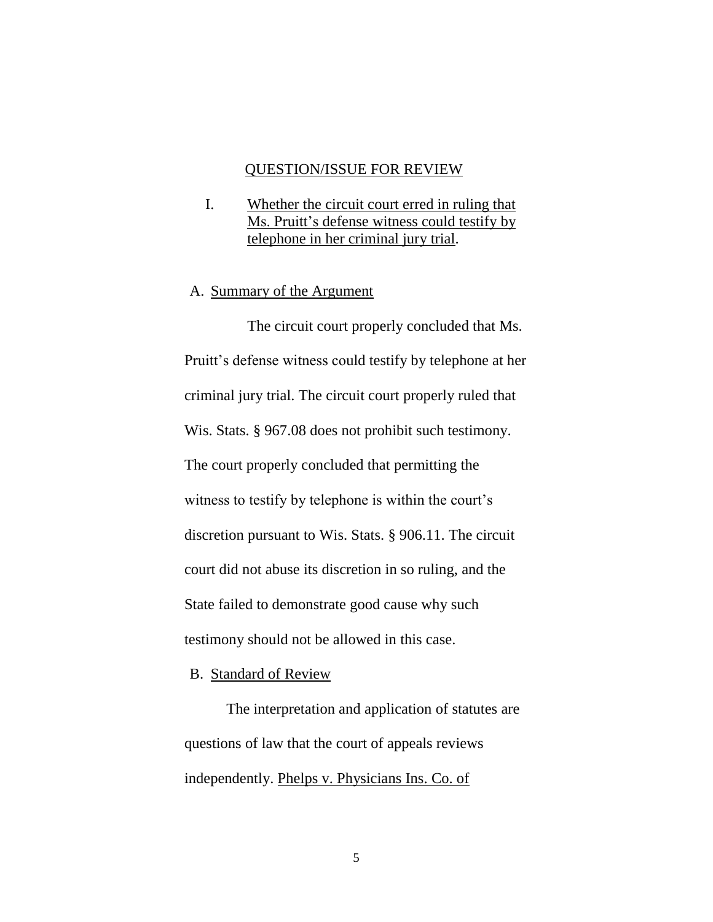## QUESTION/ISSUE FOR REVIEW

I. Whether the circuit court erred in ruling that Ms. Pruitt's defense witness could testify by telephone in her criminal jury trial.

### A. Summary of the Argument

The circuit court properly concluded that Ms. Pruitt's defense witness could testify by telephone at her criminal jury trial. The circuit court properly ruled that Wis. Stats. § 967.08 does not prohibit such testimony. The court properly concluded that permitting the witness to testify by telephone is within the court's discretion pursuant to Wis. Stats. § 906.11. The circuit court did not abuse its discretion in so ruling, and the State failed to demonstrate good cause why such testimony should not be allowed in this case.

### B. Standard of Review

The interpretation and application of statutes are questions of law that the court of appeals reviews independently. Phelps v. Physicians Ins. Co. of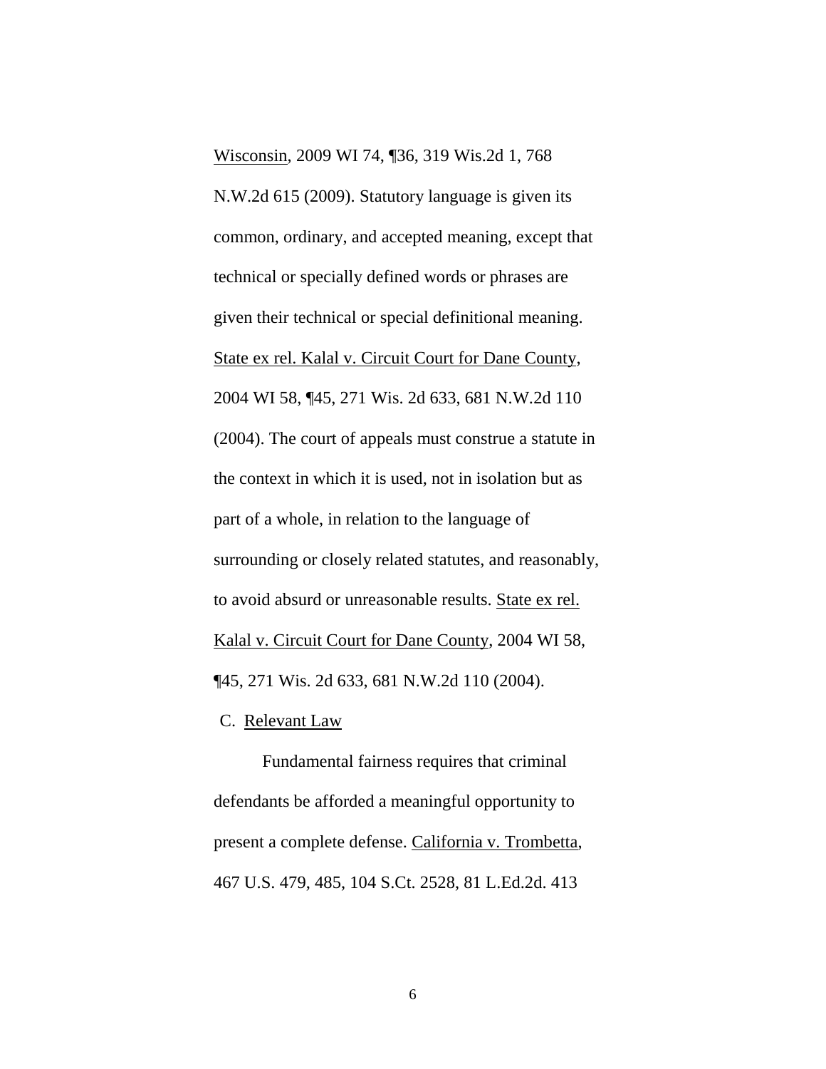Wisconsin, 2009 WI 74, ¶36, 319 Wis.2d 1, 768 N.W.2d 615 (2009). Statutory language is given its common, ordinary, and accepted meaning, except that technical or specially defined words or phrases are given their technical or special definitional meaning. State ex rel. Kalal v. Circuit Court for Dane County, 2004 WI 58, ¶45, 271 Wis. 2d 633, 681 N.W.2d 110 (2004). The court of appeals must construe a statute in the context in which it is used, not in isolation but as part of a whole, in relation to the language of surrounding or closely related statutes, and reasonably, to avoid absurd or unreasonable results. State ex rel. Kalal v. Circuit Court for Dane County, 2004 WI 58, ¶45, 271 Wis. 2d 633, 681 N.W.2d 110 (2004).

C. Relevant Law

Fundamental fairness requires that criminal defendants be afforded a meaningful opportunity to present a complete defense. California v. Trombetta, 467 U.S. 479, 485, 104 S.Ct. 2528, 81 L.Ed.2d. 413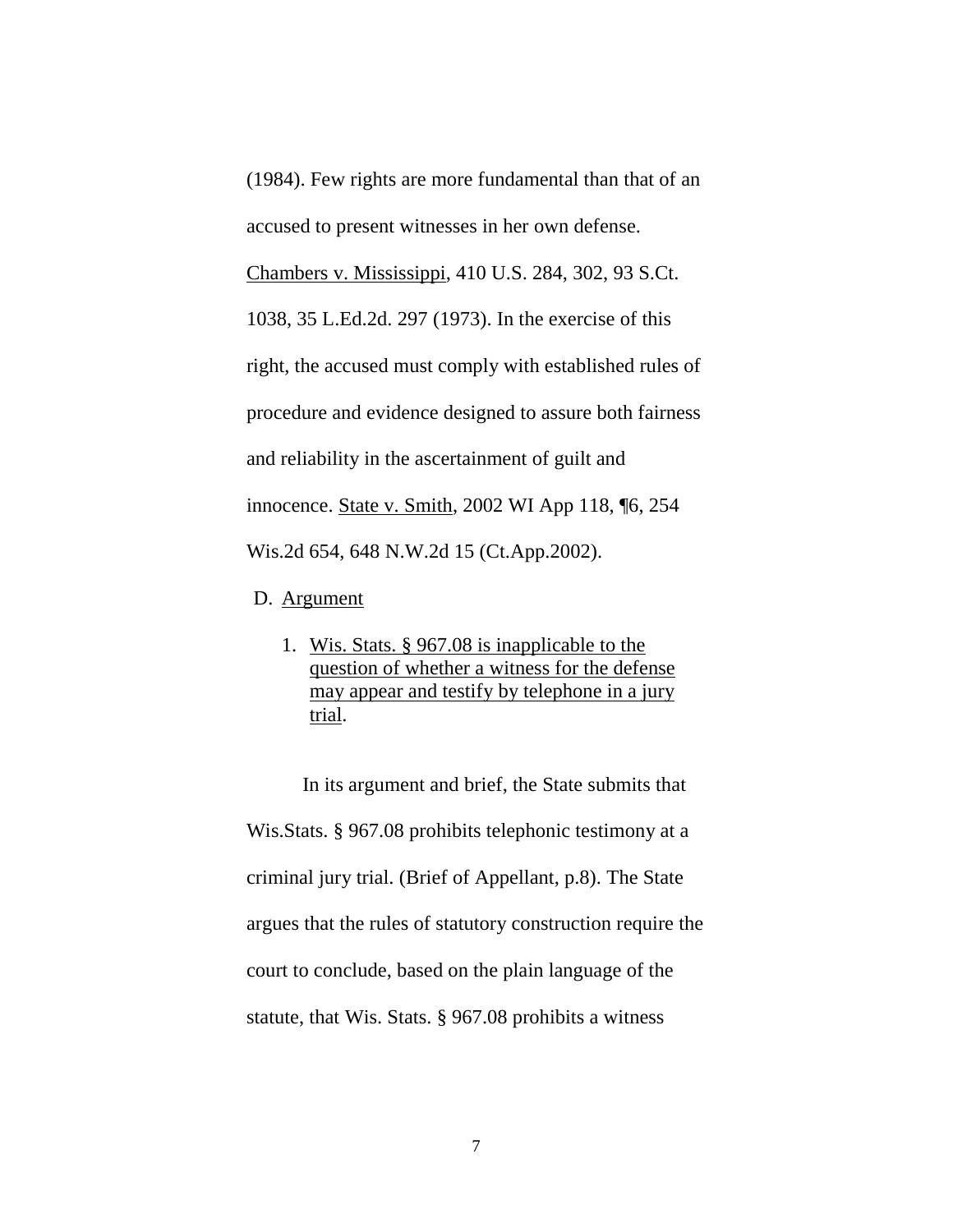(1984). Few rights are more fundamental than that of an accused to present witnesses in her own defense. Chambers v. Mississippi, 410 U.S. 284, 302, 93 S.Ct. 1038, 35 L.Ed.2d. 297 (1973). In the exercise of this right, the accused must comply with established rules of procedure and evidence designed to assure both fairness and reliability in the ascertainment of guilt and innocence. State v. Smith, 2002 WI App 118, ¶6, 254 Wis.2d 654, 648 N.W.2d 15 (Ct.App.2002).

D. Argument

1. Wis. Stats. § 967.08 is inapplicable to the question of whether a witness for the defense may appear and testify by telephone in a jury trial.

In its argument and brief, the State submits that Wis.Stats. § 967.08 prohibits telephonic testimony at a criminal jury trial. (Brief of Appellant, p.8). The State argues that the rules of statutory construction require the court to conclude, based on the plain language of the statute, that Wis. Stats. § 967.08 prohibits a witness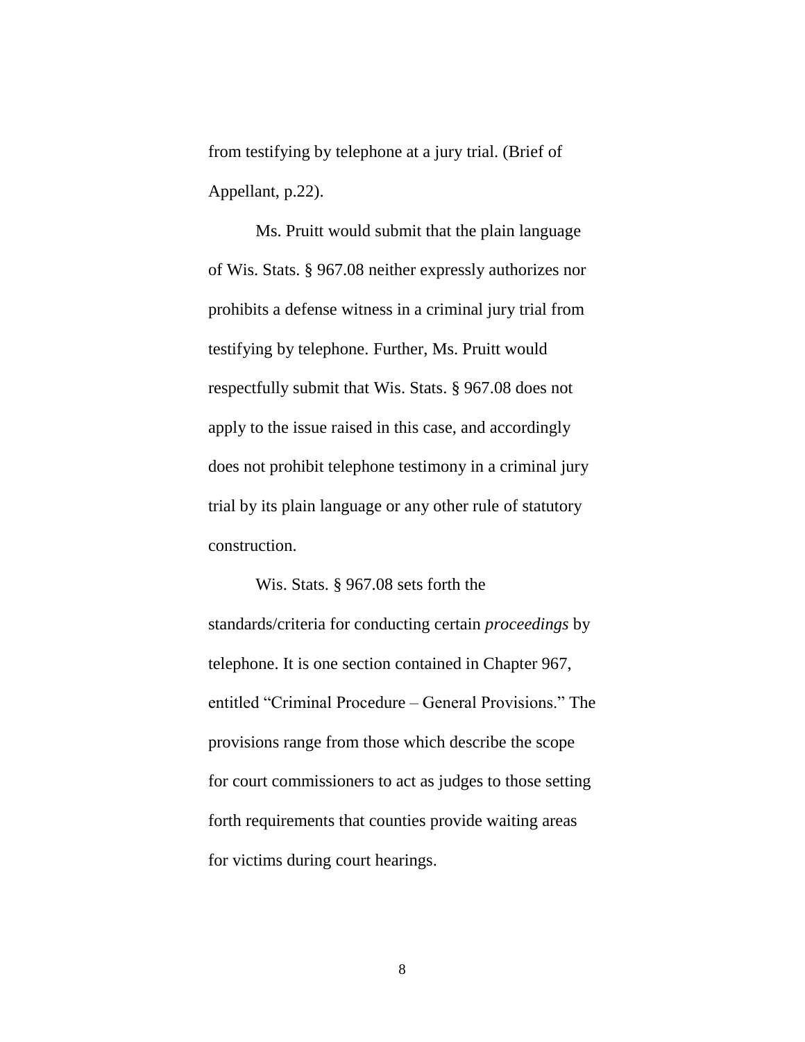from testifying by telephone at a jury trial. (Brief of Appellant, p.22).

Ms. Pruitt would submit that the plain language of Wis. Stats. § 967.08 neither expressly authorizes nor prohibits a defense witness in a criminal jury trial from testifying by telephone. Further, Ms. Pruitt would respectfully submit that Wis. Stats. § 967.08 does not apply to the issue raised in this case, and accordingly does not prohibit telephone testimony in a criminal jury trial by its plain language or any other rule of statutory construction.

Wis. Stats. § 967.08 sets forth the standards/criteria for conducting certain *proceedings* by telephone. It is one section contained in Chapter 967, entitled "Criminal Procedure – General Provisions." The provisions range from those which describe the scope for court commissioners to act as judges to those setting forth requirements that counties provide waiting areas for victims during court hearings.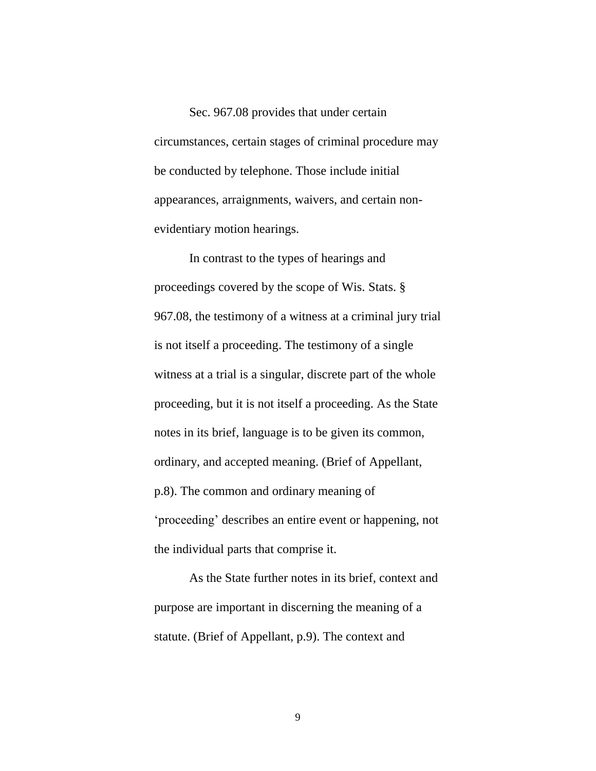Sec. 967.08 provides that under certain circumstances, certain stages of criminal procedure may be conducted by telephone. Those include initial appearances, arraignments, waivers, and certain non-evidentiary motion hearings.

In contrast to the types of hearings and proceedings covered by the scope of Wis. Stats. § 967.08, the testimony of a witness at a criminal jury trial is not itself a proceeding. The testimony of a single witness at a trial is a singular, discrete part of the whole proceeding, but it is not itself a proceeding. As the State notes in its brief, language is to be given its common, ordinary, and accepted meaning. (Brief of Appellant, p.8). The common and ordinary meaning of 'proceeding' describes an entire event or happening, not the individual parts that comprise it.

As the State further notes in its brief, context and purpose are important in discerning the meaning of a statute. (Brief of Appellant, p.9). The context and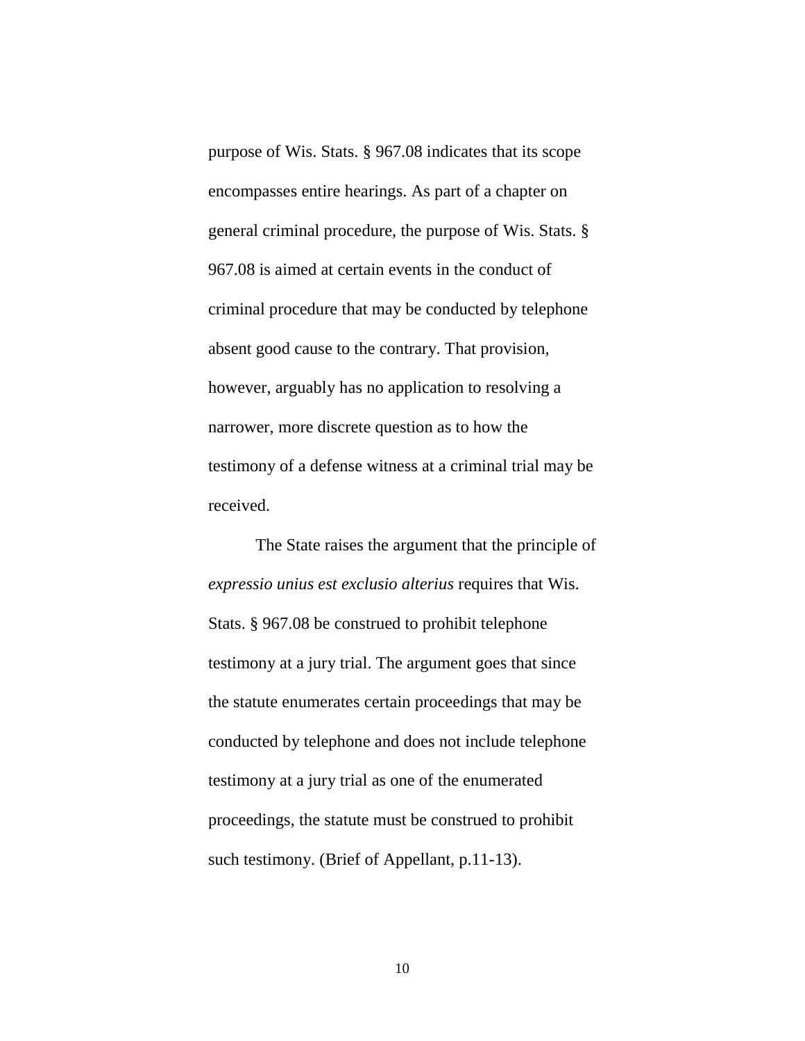purpose of Wis. Stats. § 967.08 indicates that its scope encompasses entire hearings. As part of a chapter on general criminal procedure, the purpose of Wis. Stats. § 967.08 is aimed at certain events in the conduct of criminal procedure that may be conducted by telephone absent good cause to the contrary. That provision, however, arguably has no application to resolving a narrower, more discrete question as to how the testimony of a defense witness at a criminal trial may be received.

The State raises the argument that the principle of *expressio unius est exclusio alterius* requires that Wis. Stats. § 967.08 be construed to prohibit telephone testimony at a jury trial. The argument goes that since the statute enumerates certain proceedings that may be conducted by telephone and does not include telephone testimony at a jury trial as one of the enumerated proceedings, the statute must be construed to prohibit such testimony. (Brief of Appellant, p.11-13).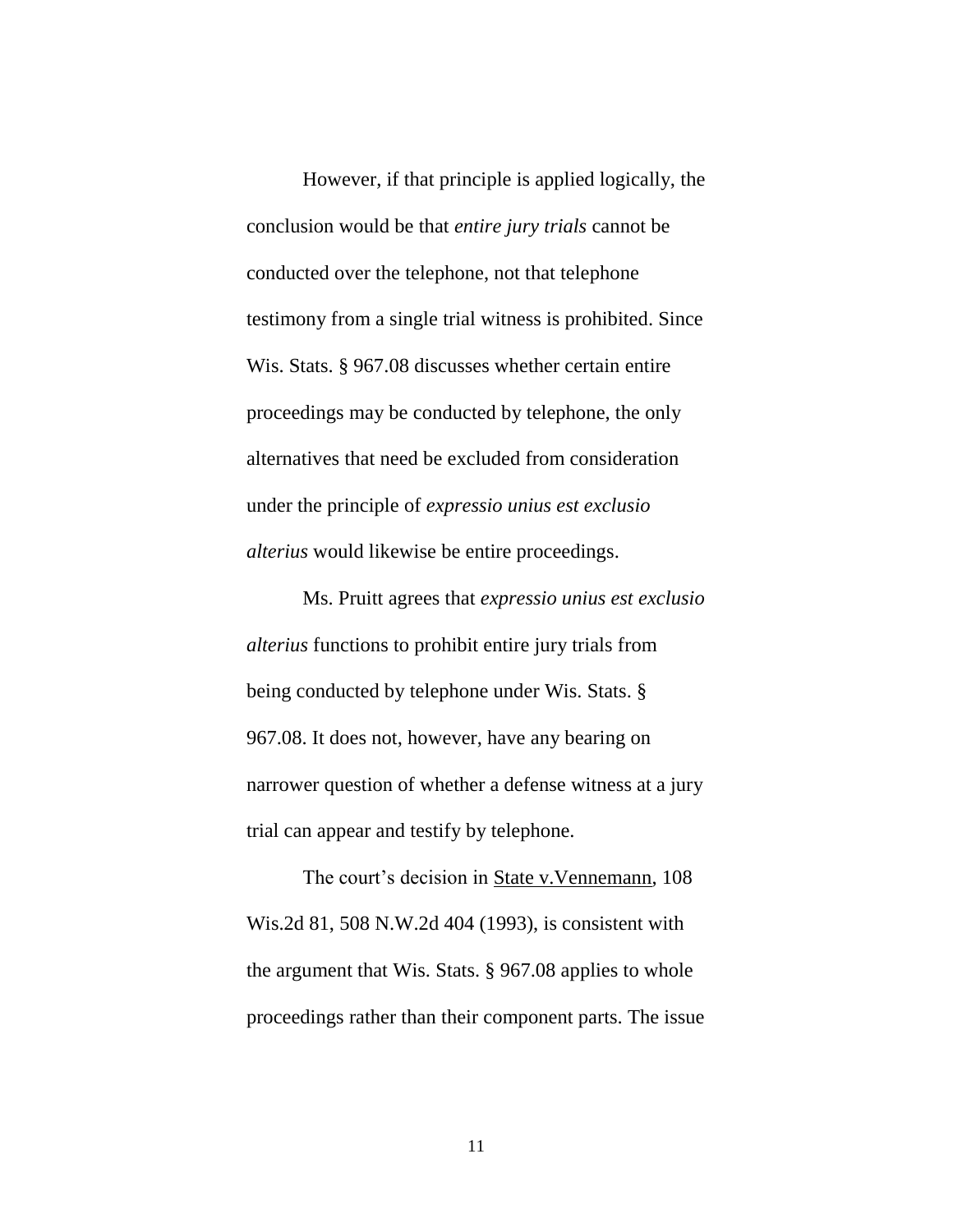However, if that principle is applied logically, the conclusion would be that *entire jury trials* cannot be conducted over the telephone, not that telephone testimony from a single trial witness is prohibited. Since Wis. Stats. § 967.08 discusses whether certain entire proceedings may be conducted by telephone, the only alternatives that need be excluded from consideration under the principle of *expressio unius est exclusio alterius* would likewise be entire proceedings.

Ms. Pruitt agrees that *expressio unius est exclusio alterius* functions to prohibit entire jury trials from being conducted by telephone under Wis. Stats. § 967.08. It does not, however, have any bearing on narrower question of whether a defense witness at a jury trial can appear and testify by telephone.

The court's decision in State v.Vennemann, 108 Wis.2d 81, 508 N.W.2d 404 (1993), is consistent with the argument that Wis. Stats. § 967.08 applies to whole proceedings rather than their component parts. The issue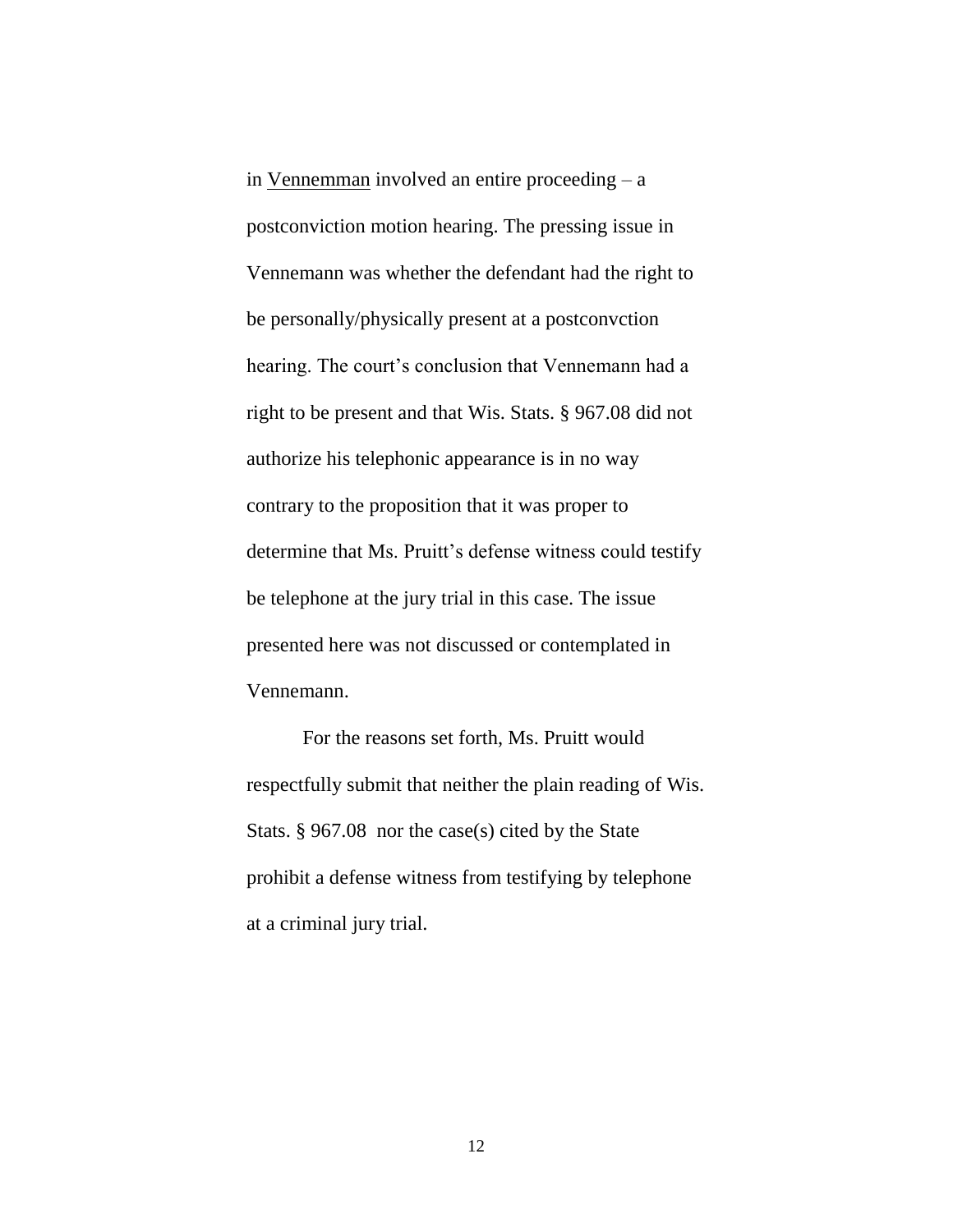in Vennemman involved an entire proceeding – a postconviction motion hearing. The pressing issue in Vennemann was whether the defendant had the right to be personally/physically present at a postconvction hearing. The court's conclusion that Vennemann had a right to be present and that Wis. Stats. § 967.08 did not authorize his telephonic appearance is in no way contrary to the proposition that it was proper to determine that Ms. Pruitt's defense witness could testify be telephone at the jury trial in this case. The issue presented here was not discussed or contemplated in Vennemann.

For the reasons set forth, Ms. Pruitt would respectfully submit that neither the plain reading of Wis. Stats. § 967.08 nor the case(s) cited by the State prohibit a defense witness from testifying by telephone at a criminal jury trial.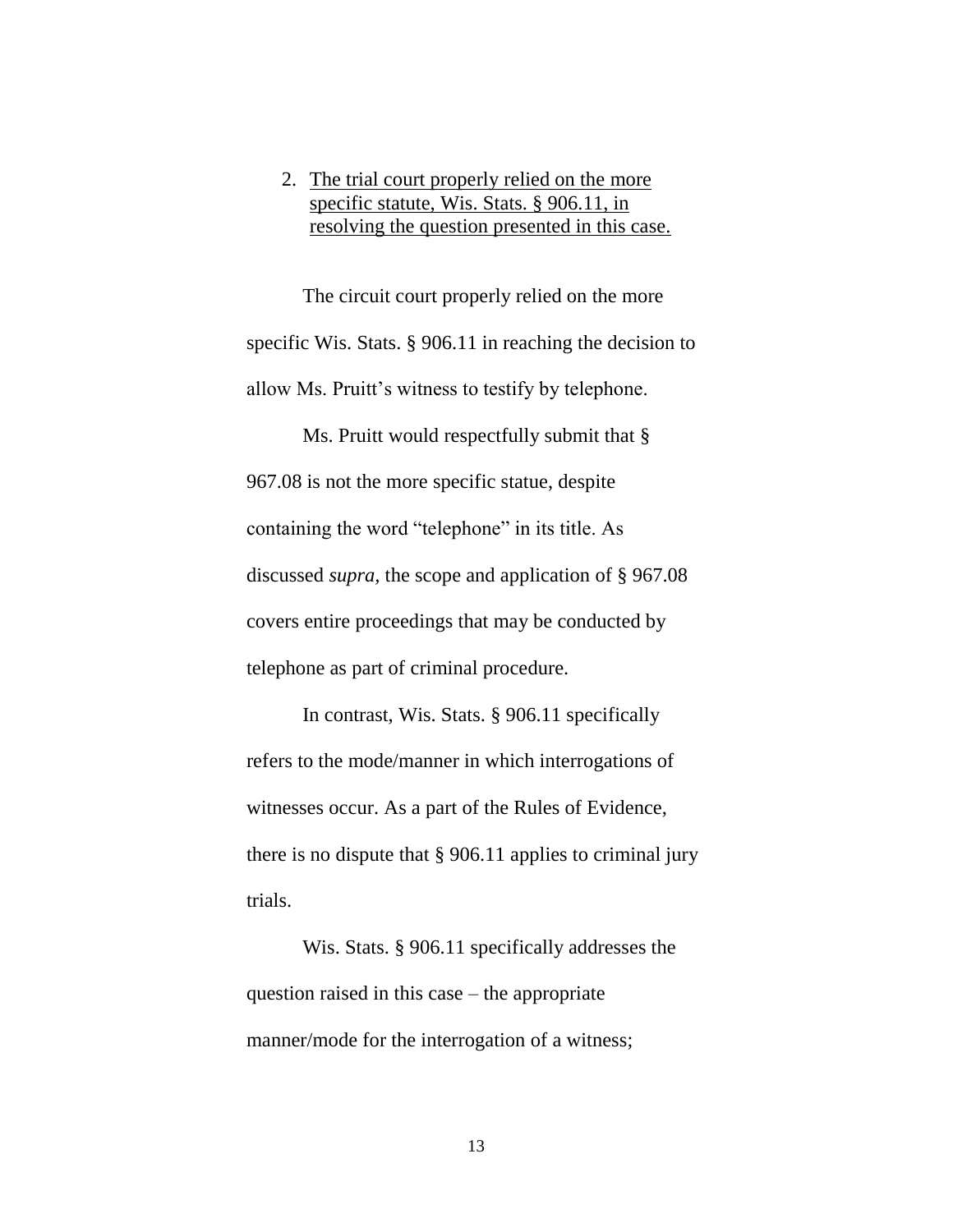2. <u>The trial court properly relied on the more specific statute, Wis. Stats. § 906.11, in resolving the question presented in this case.</u>

The circuit court properly relied on the more specific Wis. Stats. § 906.11 in reaching the decision to allow Ms. Pruitt's witness to testify by telephone.

Ms. Pruitt would respectfully submit that § 967.08 is not the more specific statue, despite containing the word "telephone" in its title. As discussed *supra*, the scope and application of § 967.08 covers entire proceedings that may be conducted by telephone as part of criminal procedure.

In contrast, Wis. Stats. § 906.11 specifically refers to the mode/manner in which interrogations of witnesses occur. As a part of the Rules of Evidence, there is no dispute that § 906.11 applies to criminal jury trials.

Wis. Stats. § 906.11 specifically addresses the question raised in this case – the appropriate manner/mode for the interrogation of a witness;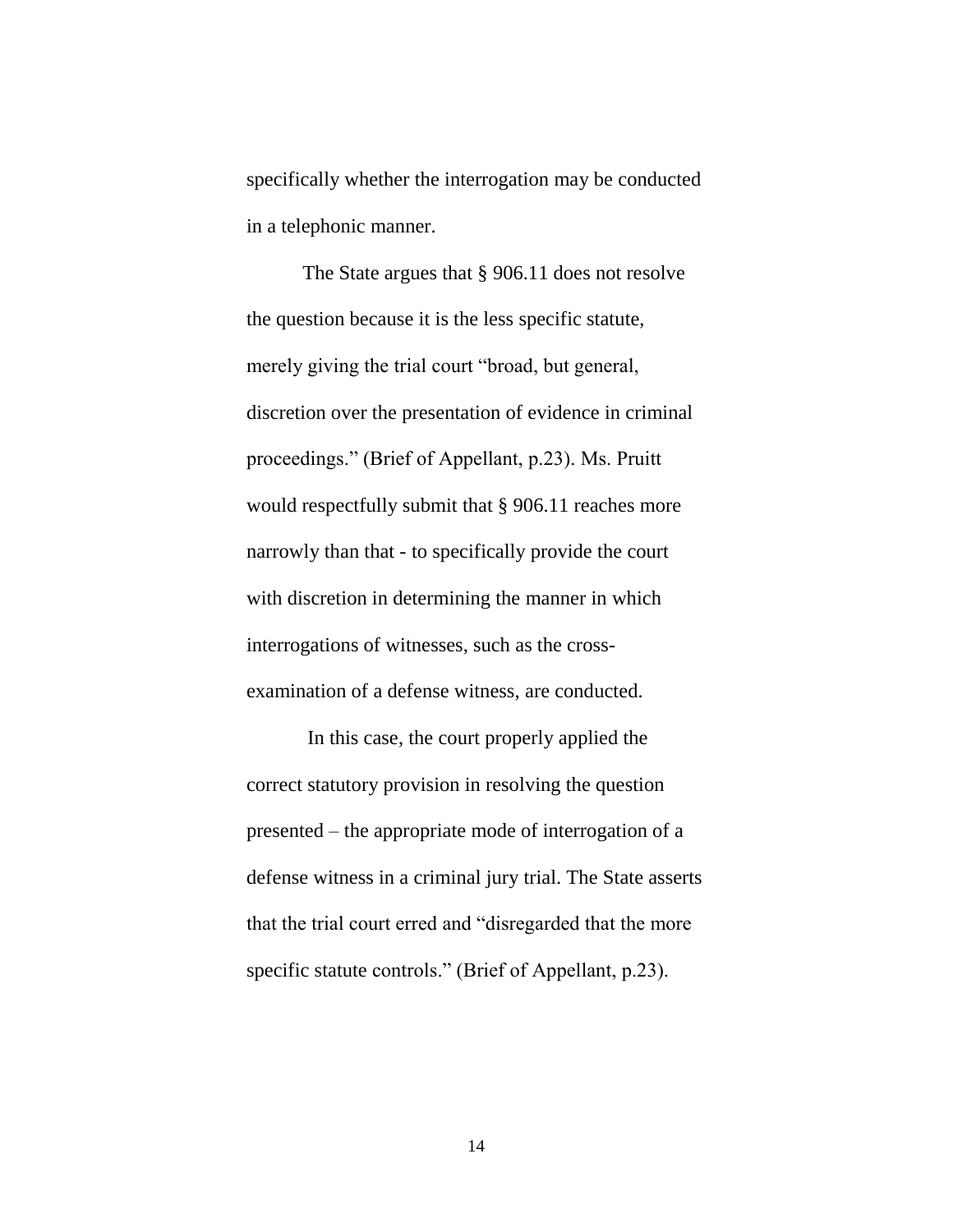specifically whether the interrogation may be conducted in a telephonic manner.

The State argues that § 906.11 does not resolve the question because it is the less specific statute, merely giving the trial court "broad, but general, discretion over the presentation of evidence in criminal proceedings." (Brief of Appellant, p.23). Ms. Pruitt would respectfully submit that § 906.11 reaches more narrowly than that - to specifically provide the court with discretion in determining the manner in which interrogations of witnesses, such as the cross-examination of a defense witness, are conducted.

In this case, the court properly applied the correct statutory provision in resolving the question presented – the appropriate mode of interrogation of a defense witness in a criminal jury trial. The State asserts that the trial court erred and "disregarded that the more specific statute controls." (Brief of Appellant, p.23).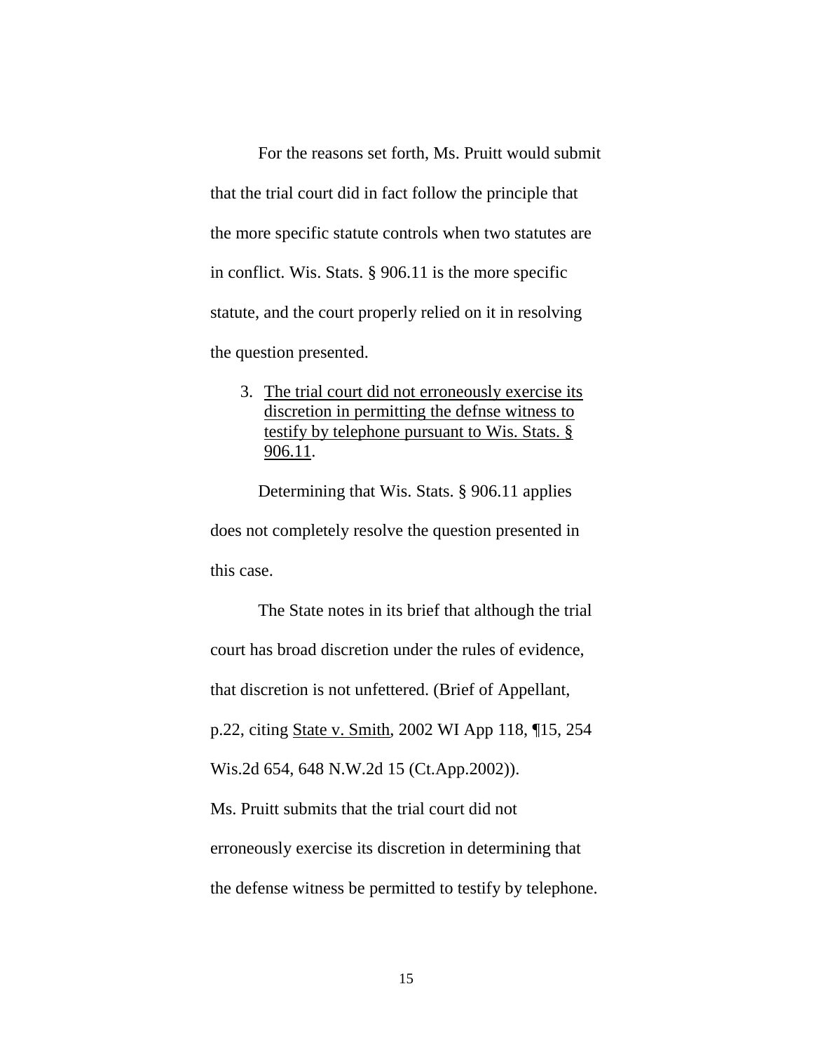For the reasons set forth, Ms. Pruitt would submit that the trial court did in fact follow the principle that the more specific statute controls when two statutes are in conflict. Wis. Stats. § 906.11 is the more specific statute, and the court properly relied on it in resolving the question presented.

3. <u>The trial court did not erroneously exercise its discretion in permitting the defnse witness to testify by telephone pursuant to Wis. Stats. § 906.11</u>.

Determining that Wis. Stats. § 906.11 applies does not completely resolve the question presented in this case.

The State notes in its brief that although the trial court has broad discretion under the rules of evidence, that discretion is not unfettered. (Brief of Appellant, p.22, citing <u>State v. Smith</u>, 2002 WI App 118, ¶15, 254 Wis.2d 654, 648 N.W.2d 15 (Ct.App.2002)).

Ms. Pruitt submits that the trial court did not erroneously exercise its discretion in determining that the defense witness be permitted to testify by telephone.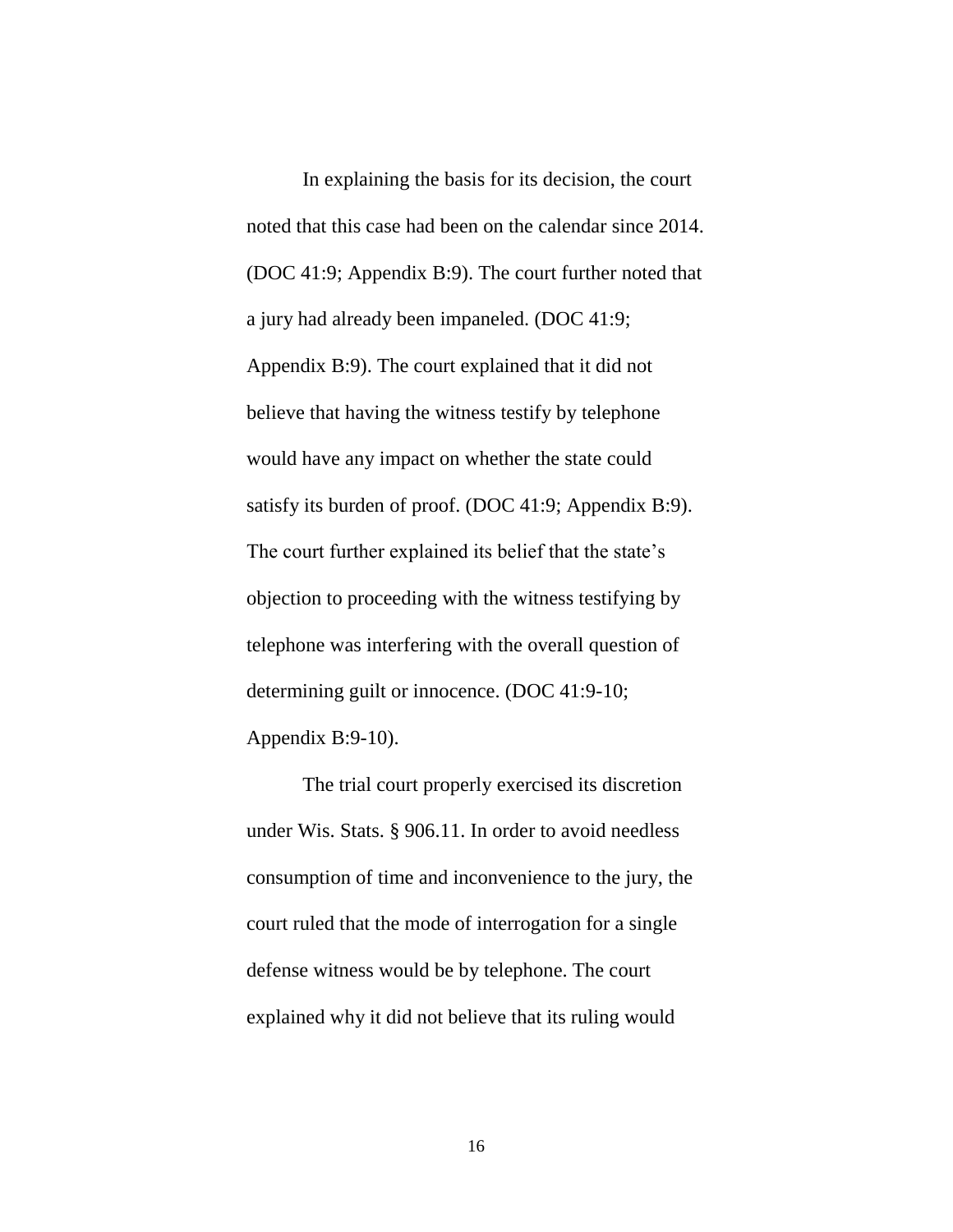In explaining the basis for its decision, the court noted that this case had been on the calendar since 2014. (DOC 41:9; Appendix B:9). The court further noted that a jury had already been impaneled. (DOC 41:9; Appendix B:9). The court explained that it did not believe that having the witness testify by telephone would have any impact on whether the state could satisfy its burden of proof. (DOC 41:9; Appendix B:9). The court further explained its belief that the state's objection to proceeding with the witness testifying by telephone was interfering with the overall question of determining guilt or innocence. (DOC 41:9-10; Appendix B:9-10).

The trial court properly exercised its discretion under Wis. Stats. § 906.11. In order to avoid needless consumption of time and inconvenience to the jury, the court ruled that the mode of interrogation for a single defense witness would be by telephone. The court explained why it did not believe that its ruling would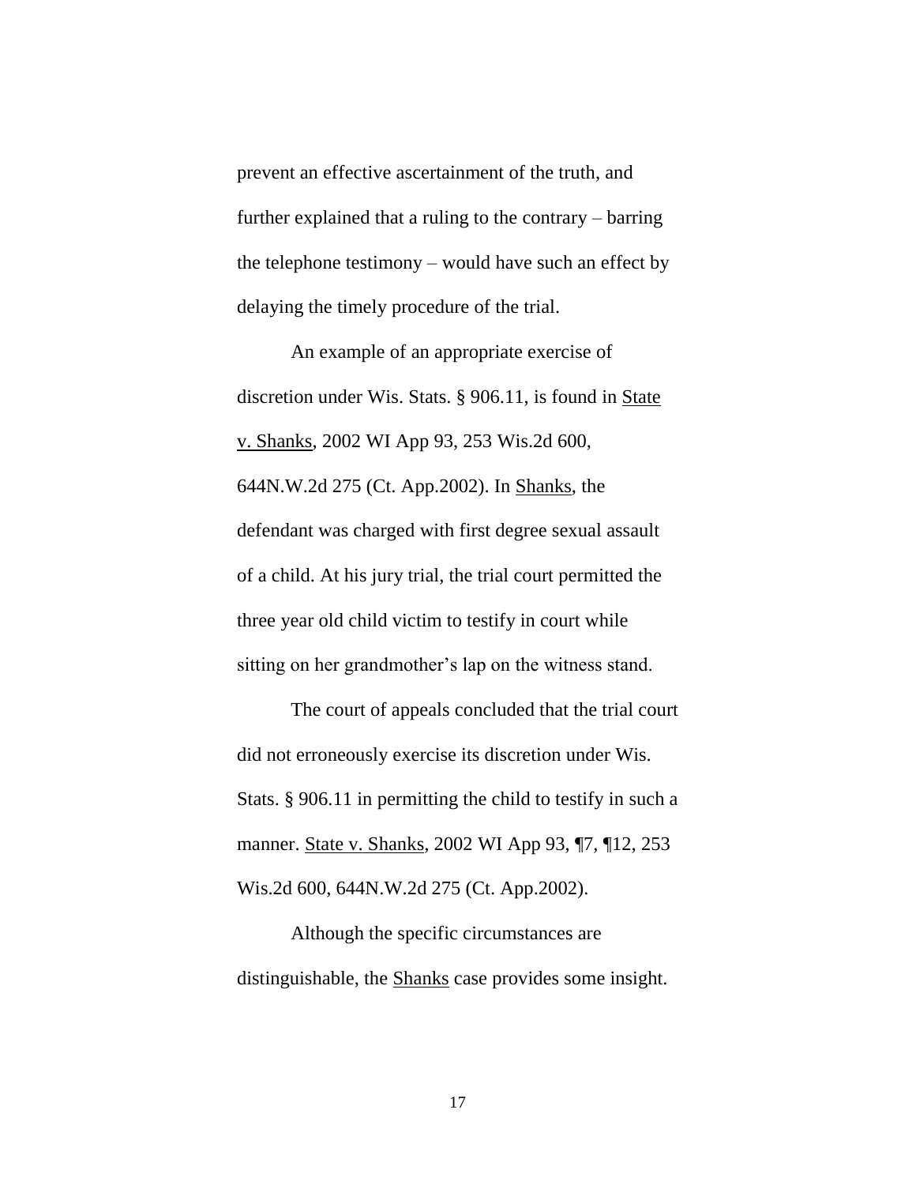prevent an effective ascertainment of the truth, and further explained that a ruling to the contrary – barring the telephone testimony – would have such an effect by delaying the timely procedure of the trial.

An example of an appropriate exercise of discretion under Wis. Stats. § 906.11, is found in <u>State v. Shanks</u>, 2002 WI App 93, 253 Wis.2d 600, 644N.W.2d 275 (Ct. App.2002). In <u>Shanks</u>, the defendant was charged with first degree sexual assault of a child. At his jury trial, the trial court permitted the three year old child victim to testify in court while sitting on her grandmother's lap on the witness stand.

The court of appeals concluded that the trial court did not erroneously exercise its discretion under Wis. Stats. § 906.11 in permitting the child to testify in such a manner. <u>State v. Shanks</u>, 2002 WI App 93, ¶7, ¶12, 253 Wis.2d 600, 644N.W.2d 275 (Ct. App.2002).

Although the specific circumstances are distinguishable, the <u>Shanks</u> case provides some insight.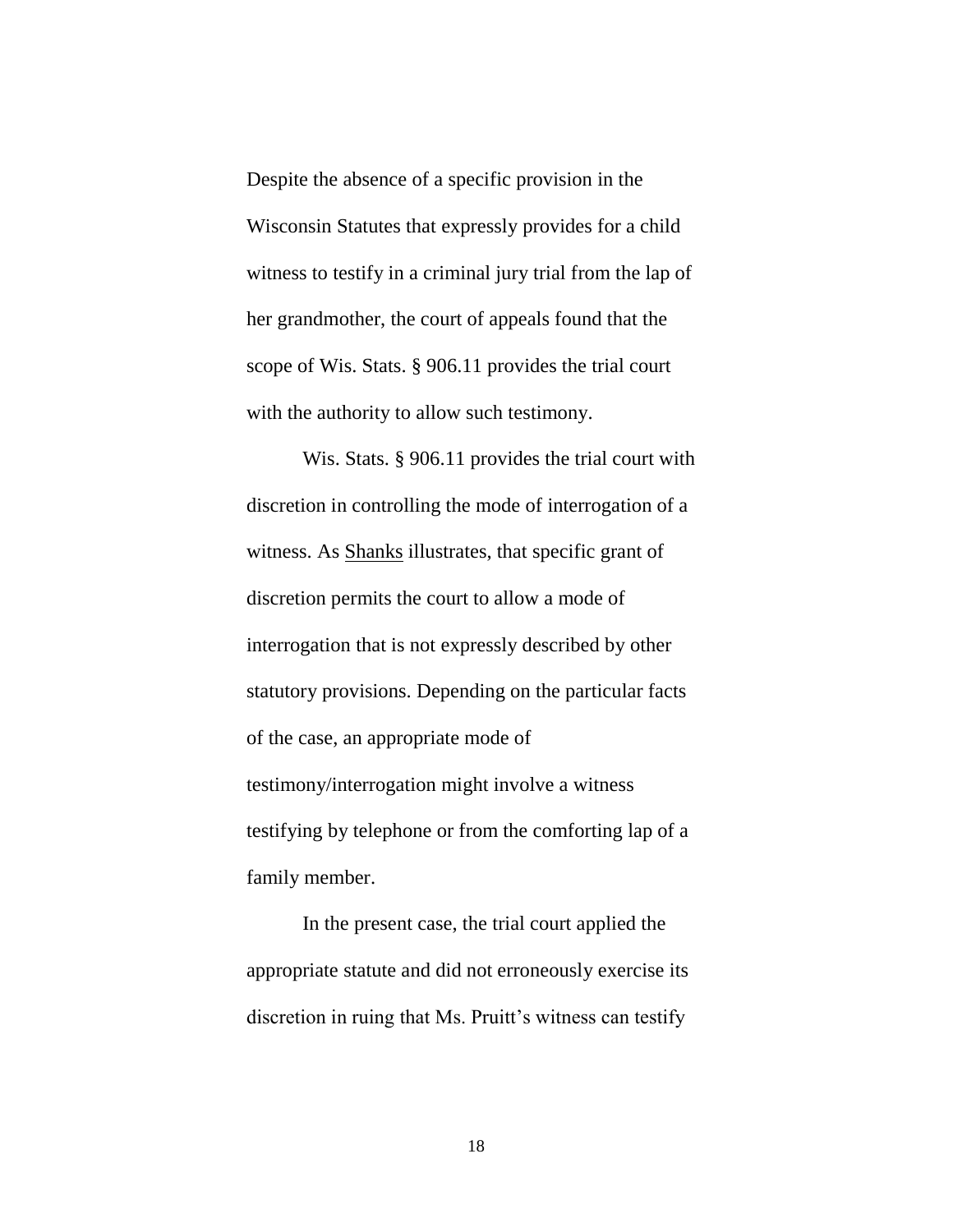Despite the absence of a specific provision in the Wisconsin Statutes that expressly provides for a child witness to testify in a criminal jury trial from the lap of her grandmother, the court of appeals found that the scope of Wis. Stats. § 906.11 provides the trial court with the authority to allow such testimony.

Wis. Stats. § 906.11 provides the trial court with discretion in controlling the mode of interrogation of a witness. As Shanks illustrates, that specific grant of discretion permits the court to allow a mode of interrogation that is not expressly described by other statutory provisions. Depending on the particular facts of the case, an appropriate mode of testimony/interrogation might involve a witness testifying by telephone or from the comforting lap of a family member.

In the present case, the trial court applied the appropriate statute and did not erroneously exercise its discretion in ruing that Ms. Pruitt's witness can testify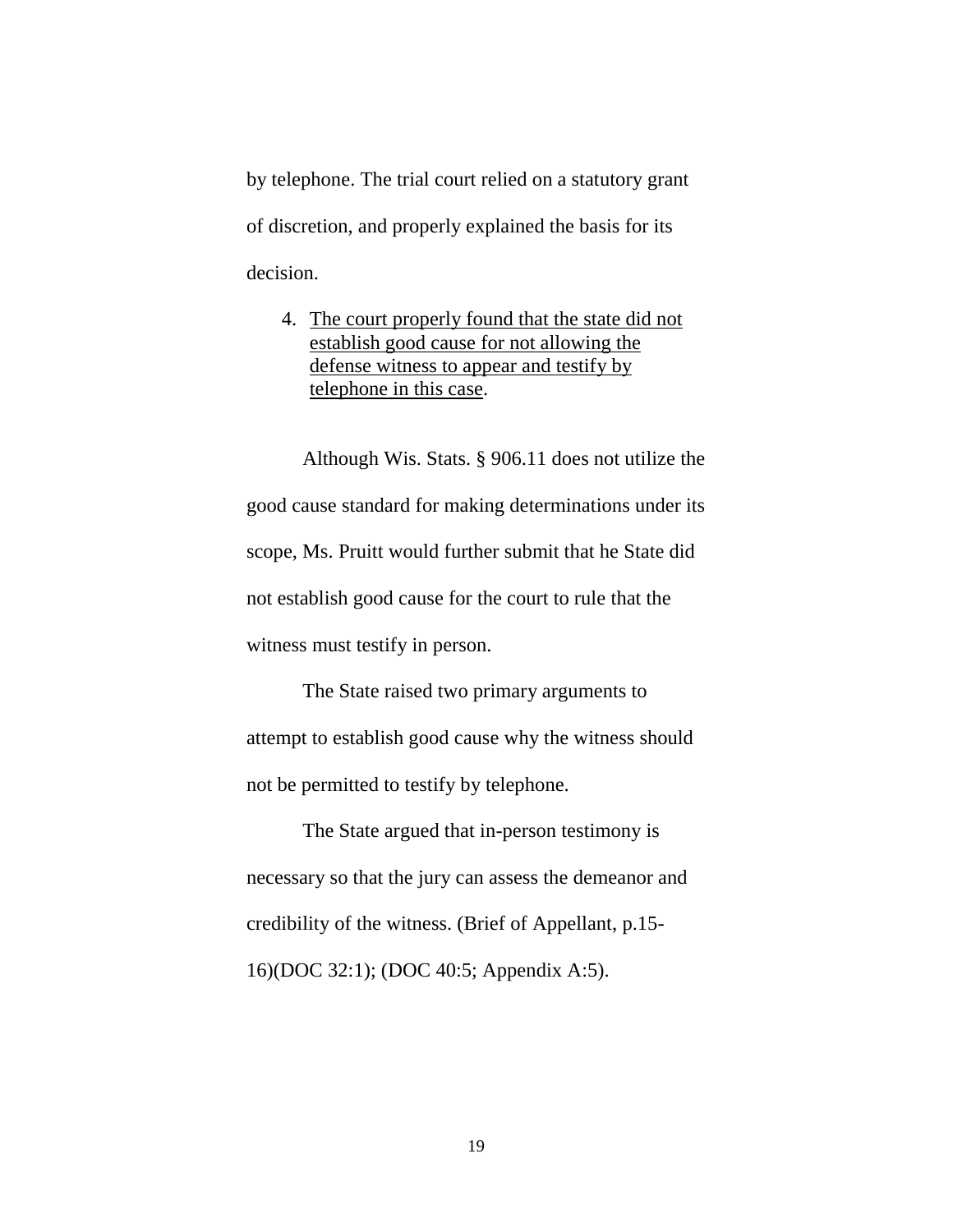by telephone. The trial court relied on a statutory grant of discretion, and properly explained the basis for its decision.

4. <u>The court properly found that the state did not establish good cause for not allowing the defense witness to appear and testify by telephone in this case</u>.

Although Wis. Stats. § 906.11 does not utilize the good cause standard for making determinations under its scope, Ms. Pruitt would further submit that he State did not establish good cause for the court to rule that the witness must testify in person.

The State raised two primary arguments to attempt to establish good cause why the witness should not be permitted to testify by telephone.

The State argued that in-person testimony is necessary so that the jury can assess the demeanor and credibility of the witness. (Brief of Appellant, p.15-16)(DOC 32:1); (DOC 40:5; Appendix A:5).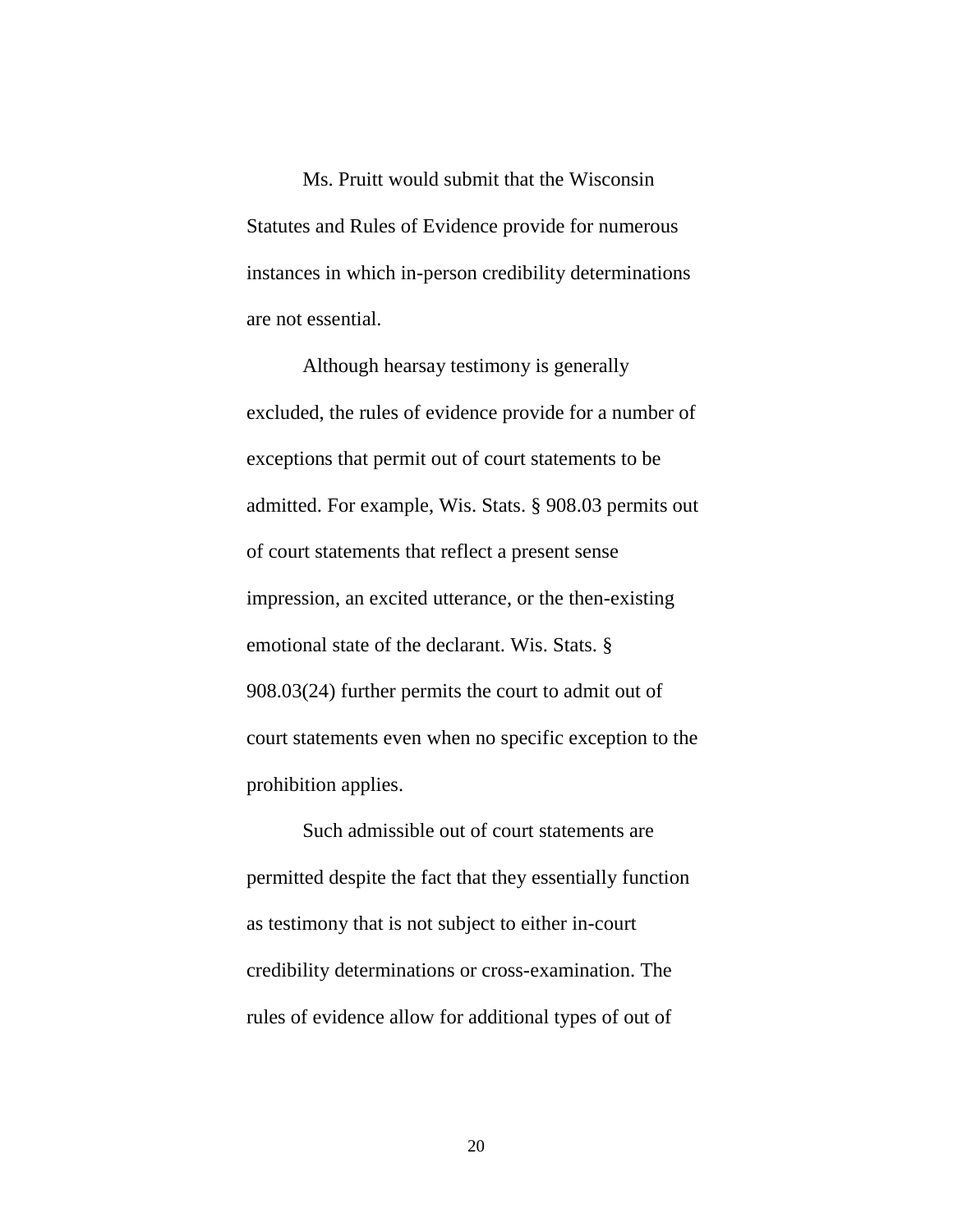Ms. Pruitt would submit that the Wisconsin Statutes and Rules of Evidence provide for numerous instances in which in-person credibility determinations are not essential.

Although hearsay testimony is generally excluded, the rules of evidence provide for a number of exceptions that permit out of court statements to be admitted. For example, Wis. Stats. § 908.03 permits out of court statements that reflect a present sense impression, an excited utterance, or the then-existing emotional state of the declarant. Wis. Stats. § 908.03(24) further permits the court to admit out of court statements even when no specific exception to the prohibition applies.

Such admissible out of court statements are permitted despite the fact that they essentially function as testimony that is not subject to either in-court credibility determinations or cross-examination. The rules of evidence allow for additional types of out of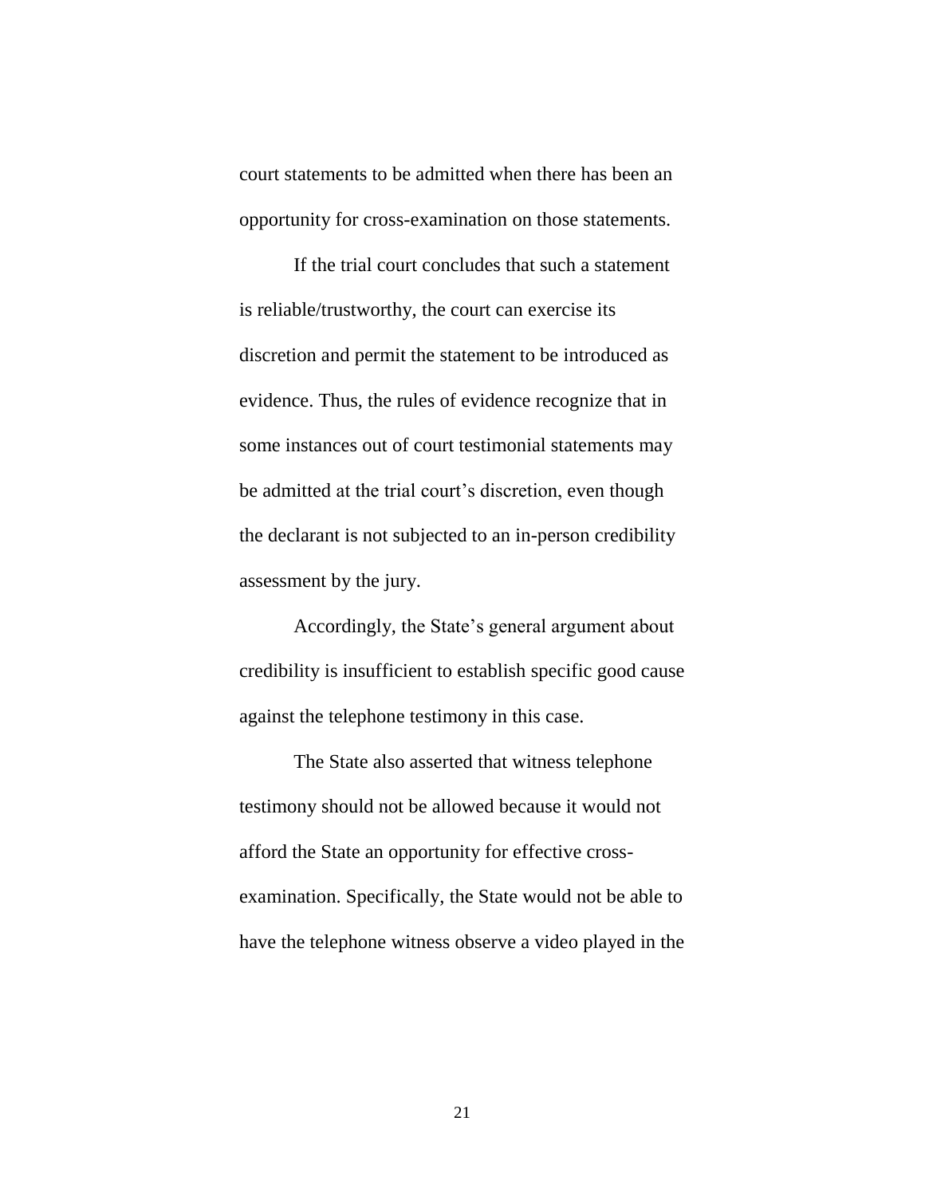court statements to be admitted when there has been an opportunity for cross-examination on those statements.

If the trial court concludes that such a statement is reliable/trustworthy, the court can exercise its discretion and permit the statement to be introduced as evidence. Thus, the rules of evidence recognize that in some instances out of court testimonial statements may be admitted at the trial court's discretion, even though the declarant is not subjected to an in-person credibility assessment by the jury.

Accordingly, the State's general argument about credibility is insufficient to establish specific good cause against the telephone testimony in this case.

The State also asserted that witness telephone testimony should not be allowed because it would not afford the State an opportunity for effective cross-examination. Specifically, the State would not be able to have the telephone witness observe a video played in the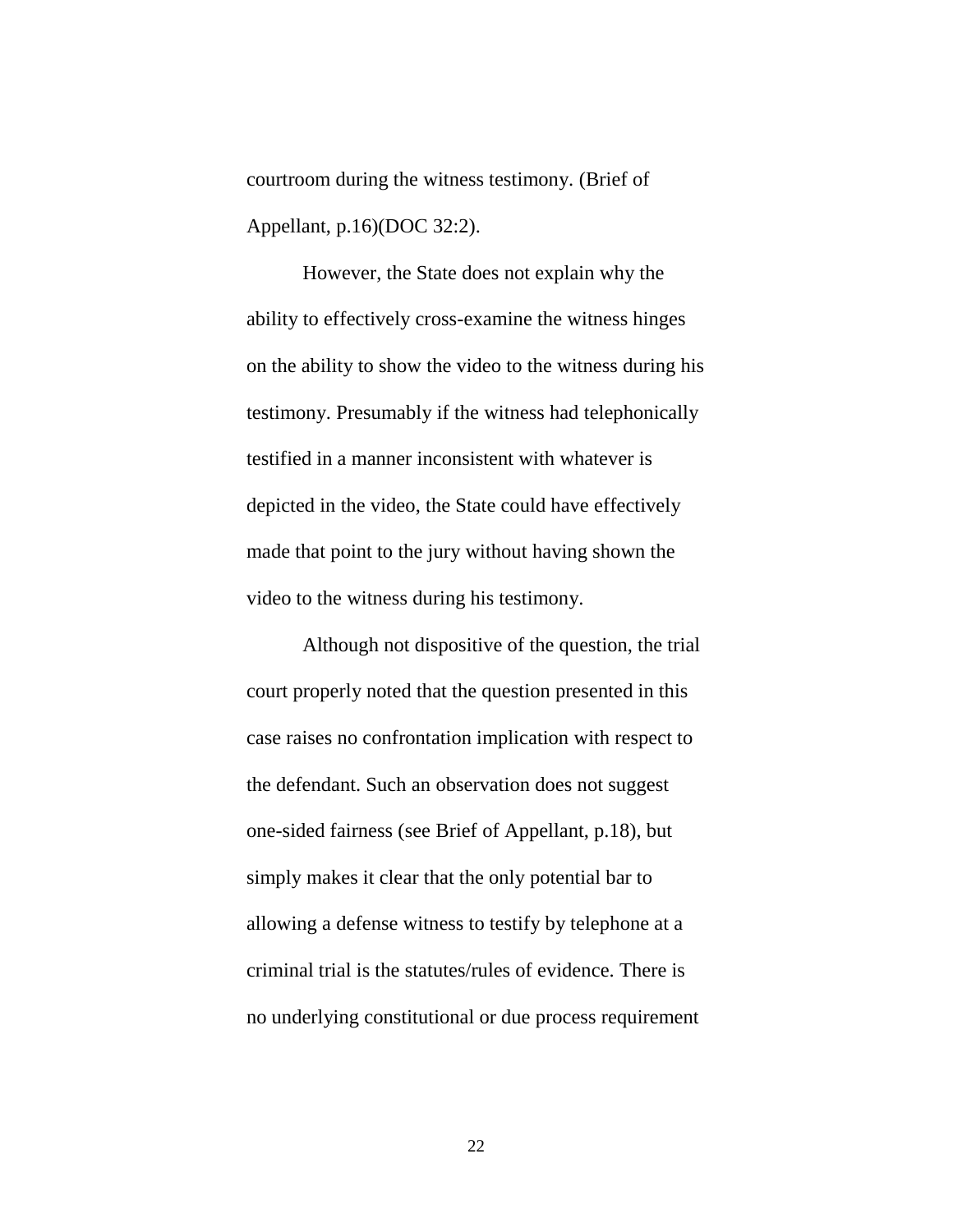courtroom during the witness testimony. (Brief of Appellant, p.16)(DOC 32:2).

However, the State does not explain why the ability to effectively cross-examine the witness hinges on the ability to show the video to the witness during his testimony. Presumably if the witness had telephonically testified in a manner inconsistent with whatever is depicted in the video, the State could have effectively made that point to the jury without having shown the video to the witness during his testimony.

Although not dispositive of the question, the trial court properly noted that the question presented in this case raises no confrontation implication with respect to the defendant. Such an observation does not suggest one-sided fairness (see Brief of Appellant, p.18), but simply makes it clear that the only potential bar to allowing a defense witness to testify by telephone at a criminal trial is the statutes/rules of evidence. There is no underlying constitutional or due process requirement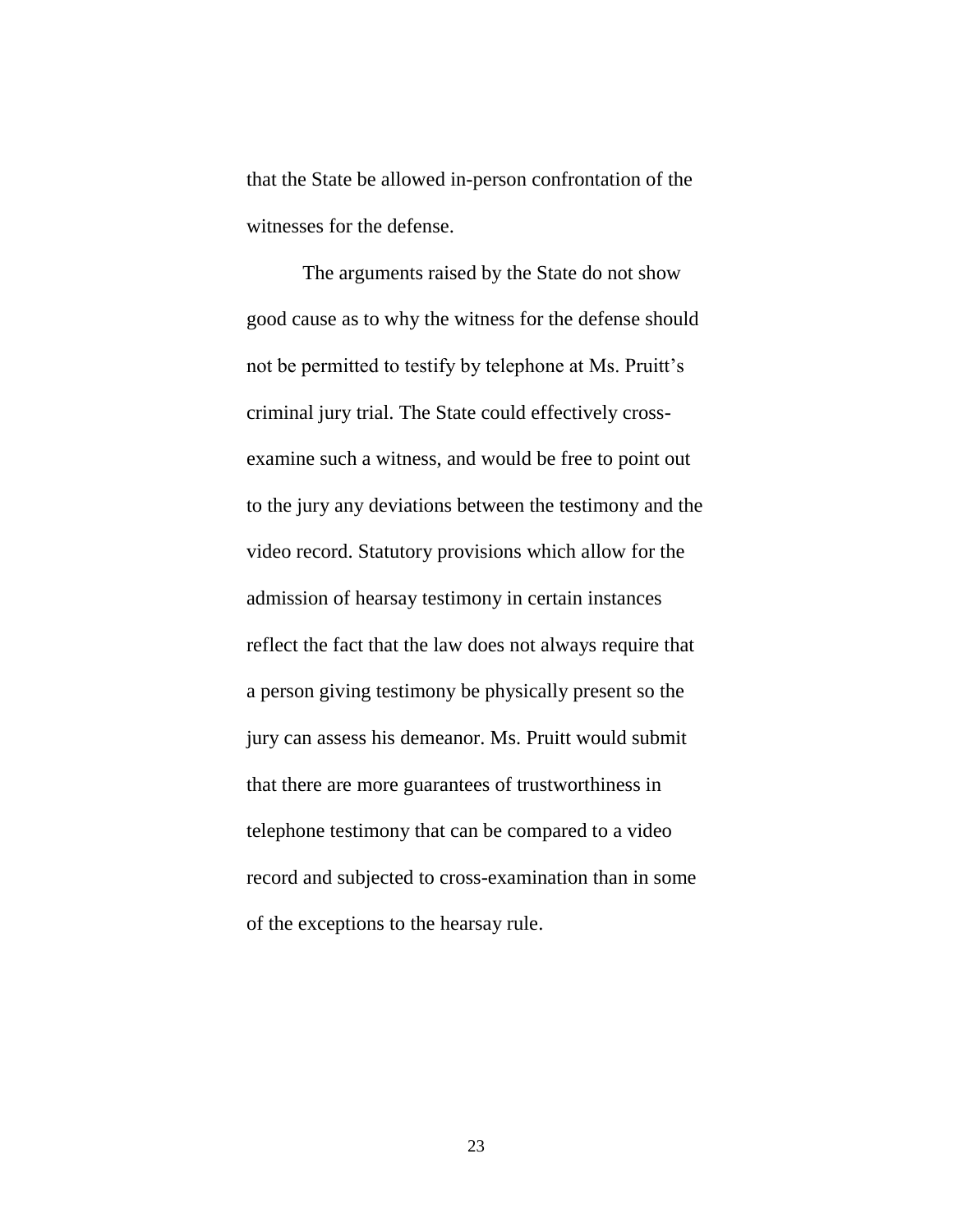that the State be allowed in-person confrontation of the witnesses for the defense.

The arguments raised by the State do not show good cause as to why the witness for the defense should not be permitted to testify by telephone at Ms. Pruitt's criminal jury trial. The State could effectively cross-examine such a witness, and would be free to point out to the jury any deviations between the testimony and the video record. Statutory provisions which allow for the admission of hearsay testimony in certain instances reflect the fact that the law does not always require that a person giving testimony be physically present so the jury can assess his demeanor. Ms. Pruitt would submit that there are more guarantees of trustworthiness in telephone testimony that can be compared to a video record and subjected to cross-examination than in some of the exceptions to the hearsay rule.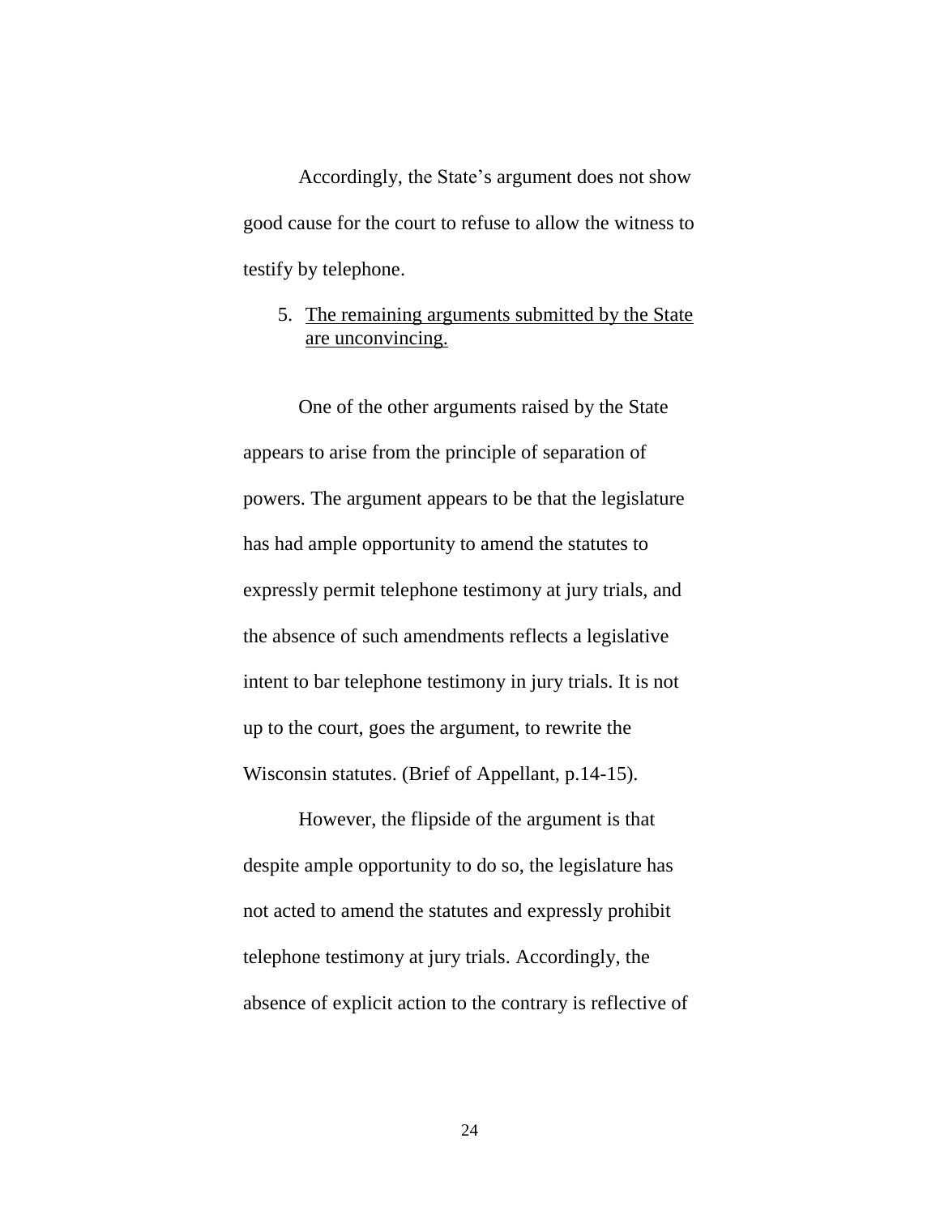Accordingly, the State's argument does not show good cause for the court to refuse to allow the witness to testify by telephone.

5. <u>The remaining arguments submitted by the State are unconvincing.</u>

One of the other arguments raised by the State appears to arise from the principle of separation of powers. The argument appears to be that the legislature has had ample opportunity to amend the statutes to expressly permit telephone testimony at jury trials, and the absence of such amendments reflects a legislative intent to bar telephone testimony in jury trials. It is not up to the court, goes the argument, to rewrite the Wisconsin statutes. (Brief of Appellant, p.14-15).

However, the flipside of the argument is that despite ample opportunity to do so, the legislature has not acted to amend the statutes and expressly prohibit telephone testimony at jury trials. Accordingly, the absence of explicit action to the contrary is reflective of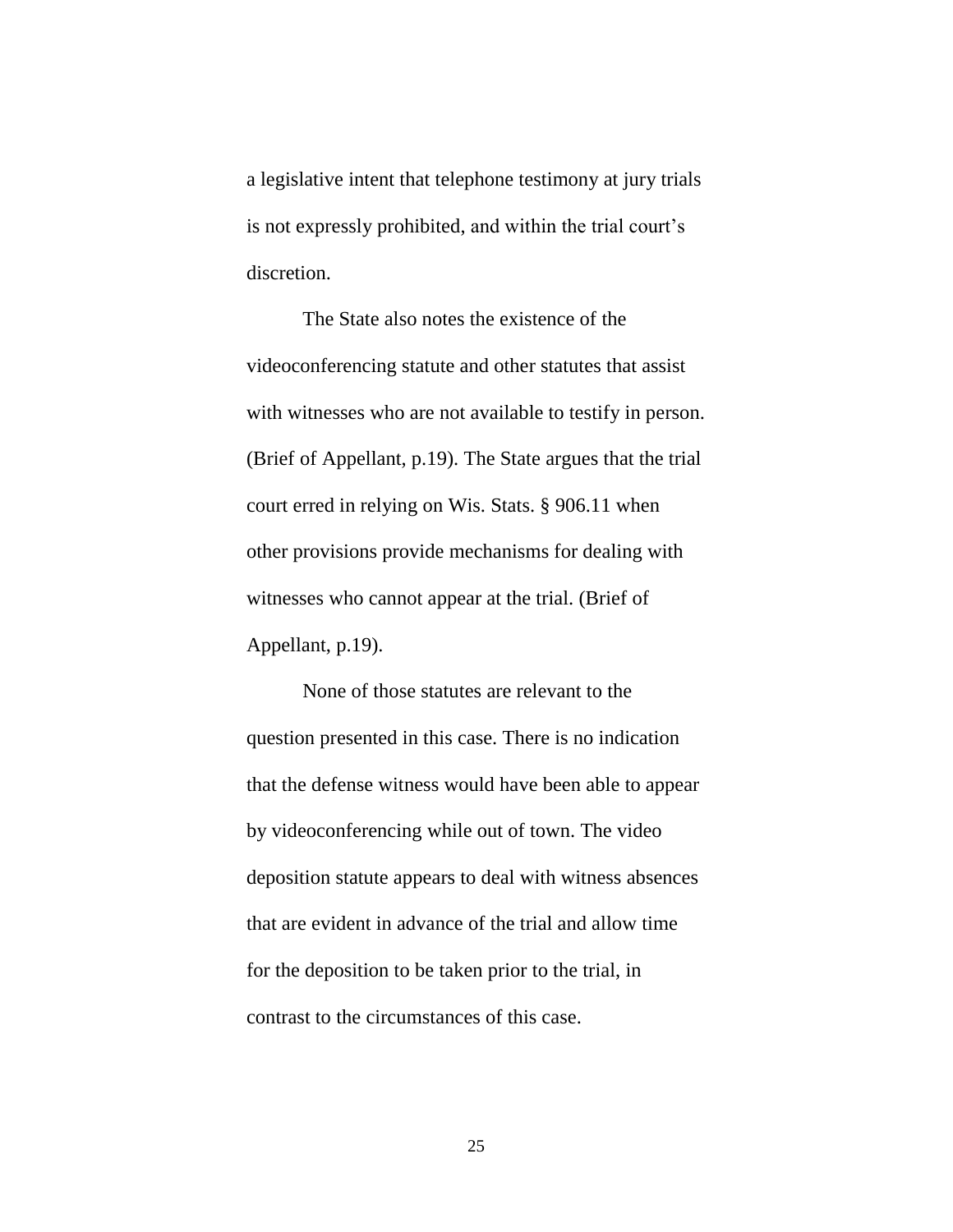a legislative intent that telephone testimony at jury trials is not expressly prohibited, and within the trial court's discretion.

The State also notes the existence of the videoconferencing statute and other statutes that assist with witnesses who are not available to testify in person. (Brief of Appellant, p.19). The State argues that the trial court erred in relying on Wis. Stats. § 906.11 when other provisions provide mechanisms for dealing with witnesses who cannot appear at the trial. (Brief of Appellant, p.19).

None of those statutes are relevant to the question presented in this case. There is no indication that the defense witness would have been able to appear by videoconferencing while out of town. The video deposition statute appears to deal with witness absences that are evident in advance of the trial and allow time for the deposition to be taken prior to the trial, in contrast to the circumstances of this case.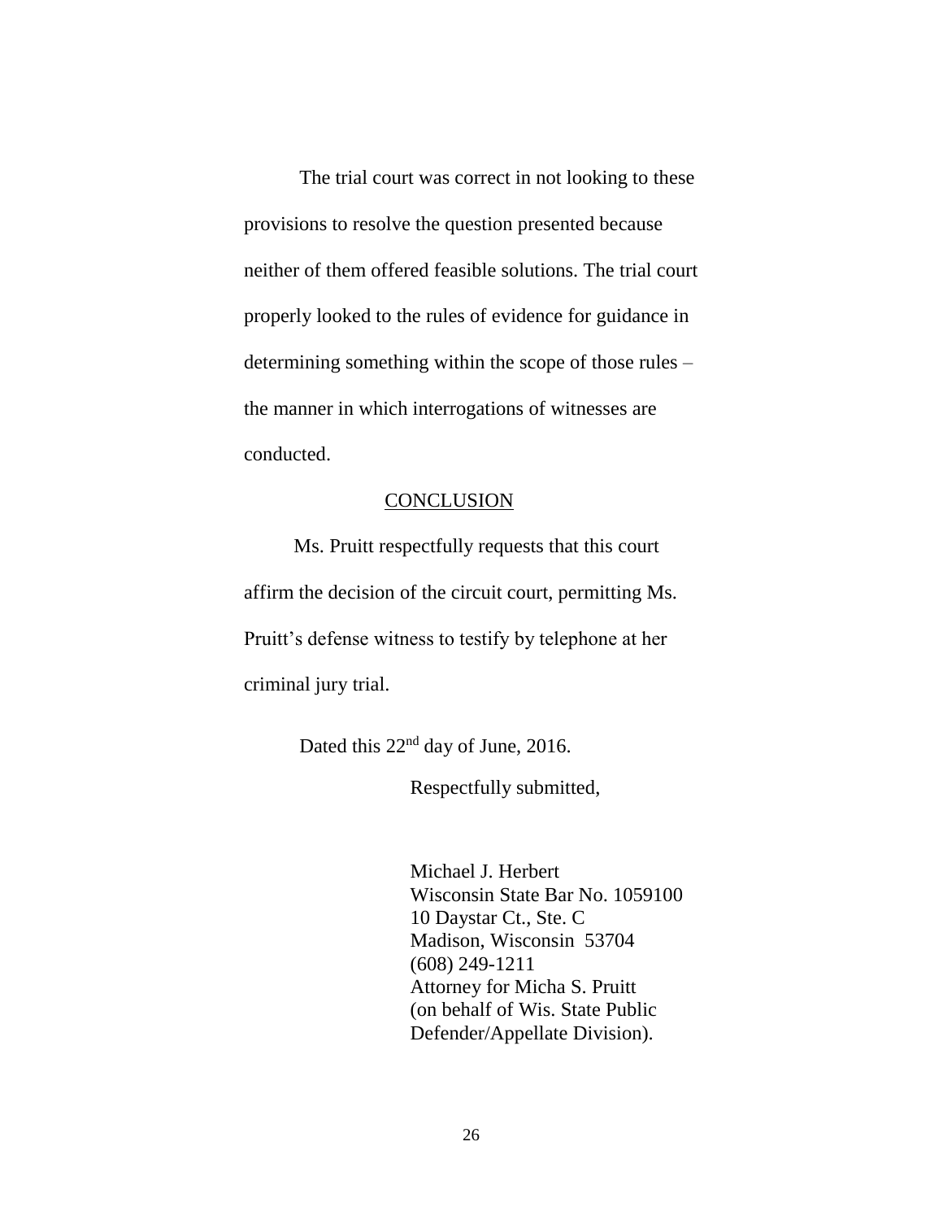The trial court was correct in not looking to these provisions to resolve the question presented because neither of them offered feasible solutions. The trial court properly looked to the rules of evidence for guidance in determining something within the scope of those rules – the manner in which interrogations of witnesses are conducted.

## CONCLUSION

Ms. Pruitt respectfully requests that this court affirm the decision of the circuit court, permitting Ms. Pruitt's defense witness to testify by telephone at her criminal jury trial.

Dated this 22nd day of June, 2016.

Respectfully submitted,

Michael J. Herbert
Wisconsin State Bar No. 1059100
10 Daystar Ct., Ste. C
Madison, Wisconsin 53704
(608) 249-1211
Attorney for Micha S. Pruitt
(on behalf of Wis. State Public Defender/Appellate Division).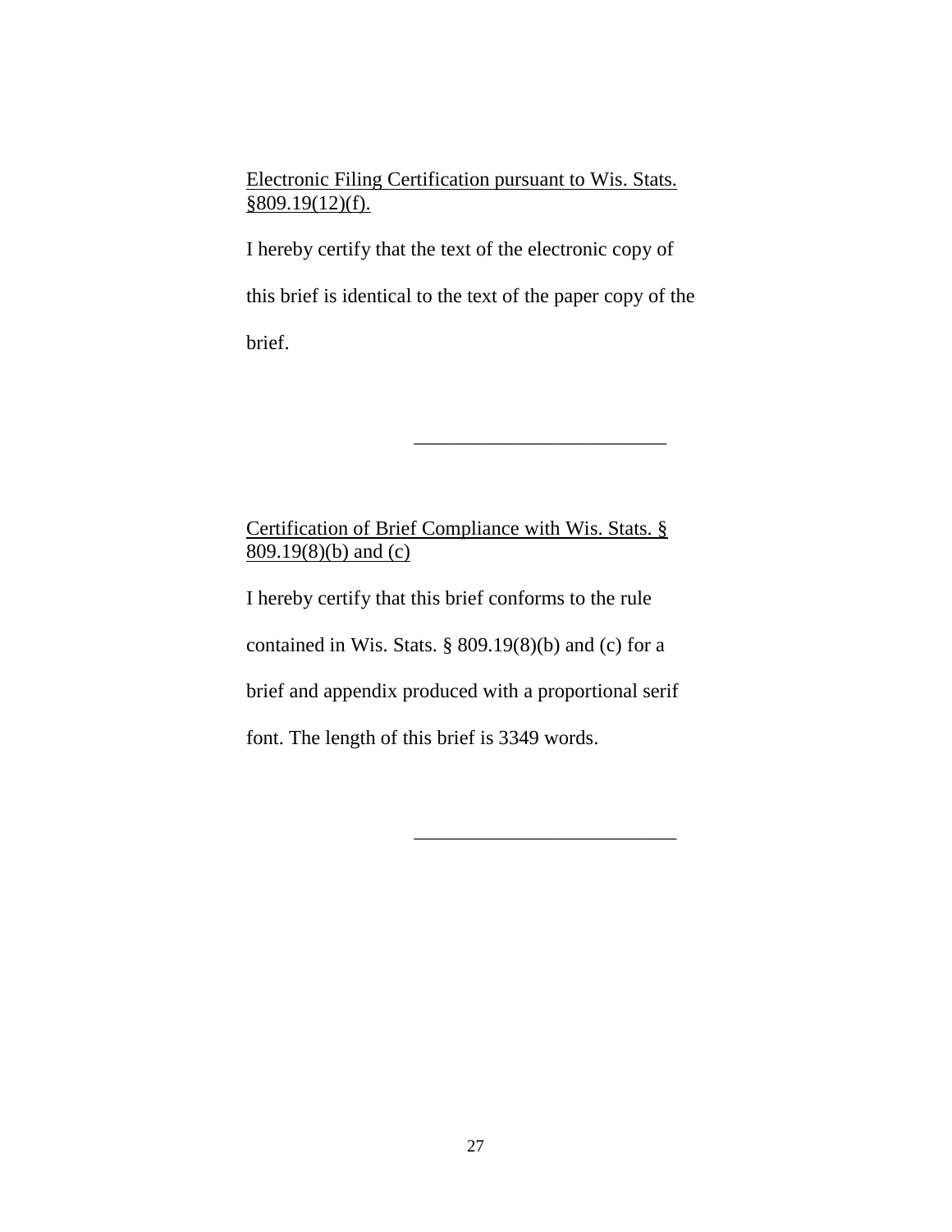<u>Electronic Filing Certification pursuant to Wis. Stats. §809.19(12)(f).</u>

I hereby certify that the text of the electronic copy of this brief is identical to the text of the paper copy of the brief.

\_\_\_\_\_\_\_\_\_\_\_\_\_\_\_\_\_\_\_\_\_\_\_\_\_\_

<u>Certification of Brief Compliance with Wis. Stats. § 809.19(8)(b) and (c)</u>

I hereby certify that this brief conforms to the rule contained in Wis. Stats. § 809.19(8)(b) and (c) for a brief and appendix produced with a proportional serif font. The length of this brief is 3349 words.

\_\_\_\_\_\_\_\_\_\_\_\_\_\_\_\_\_\_\_\_\_\_\_\_\_\_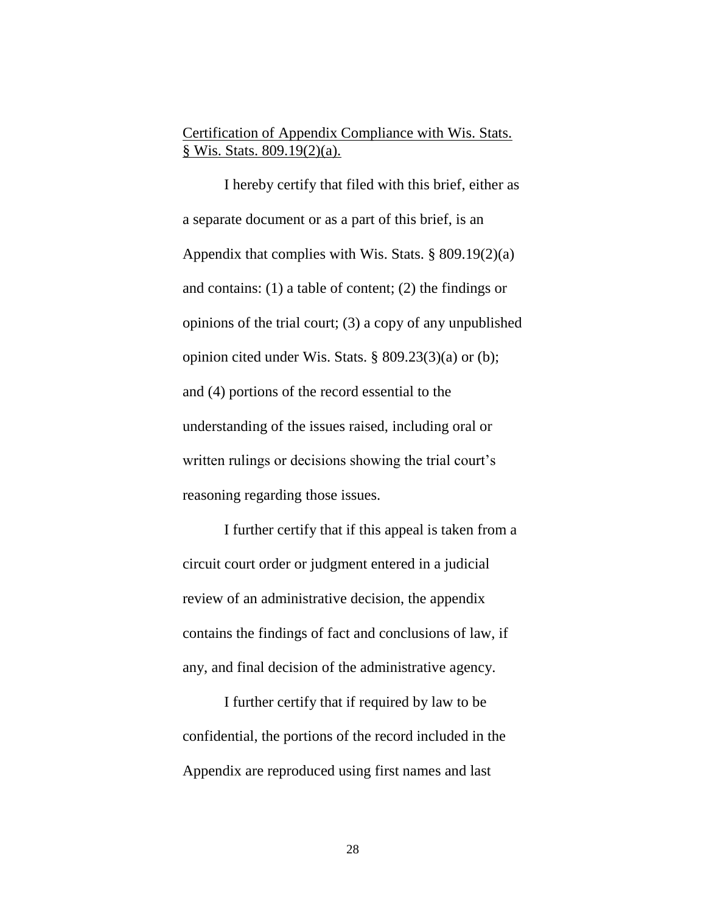Certification of Appendix Compliance with Wis. Stats. § Wis. Stats. 809.19(2)(a).

I hereby certify that filed with this brief, either as a separate document or as a part of this brief, is an Appendix that complies with Wis. Stats. § 809.19(2)(a) and contains: (1) a table of content; (2) the findings or opinions of the trial court; (3) a copy of any unpublished opinion cited under Wis. Stats. § 809.23(3)(a) or (b); and (4) portions of the record essential to the understanding of the issues raised, including oral or written rulings or decisions showing the trial court's reasoning regarding those issues.

I further certify that if this appeal is taken from a circuit court order or judgment entered in a judicial review of an administrative decision, the appendix contains the findings of fact and conclusions of law, if any, and final decision of the administrative agency.

I further certify that if required by law to be confidential, the portions of the record included in the Appendix are reproduced using first names and last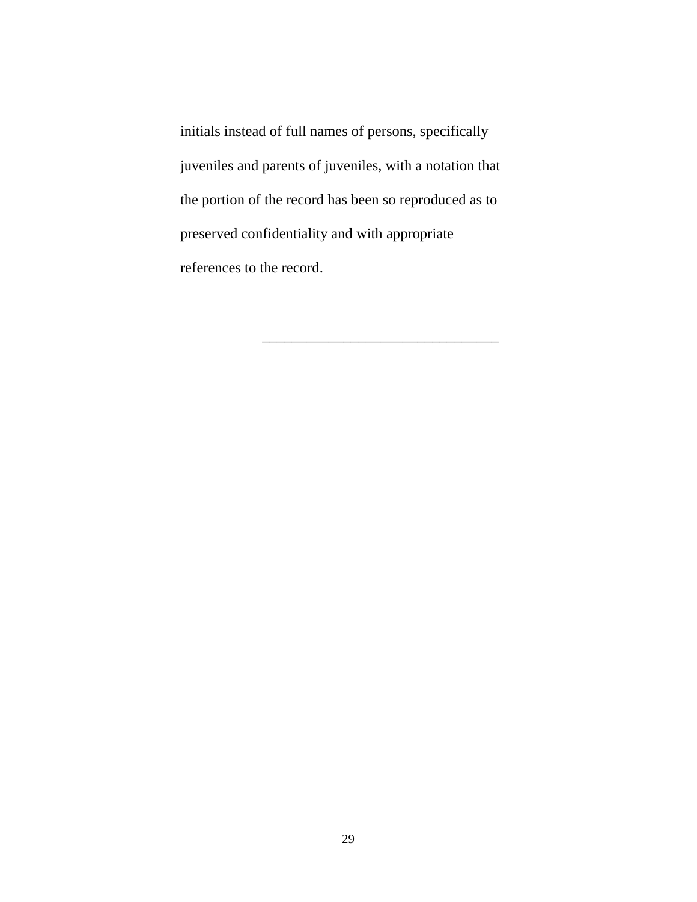initials instead of full names of persons, specifically juveniles and parents of juveniles, with a notation that the portion of the record has been so reproduced as to preserved confidentiality and with appropriate references to the record.

________________________________